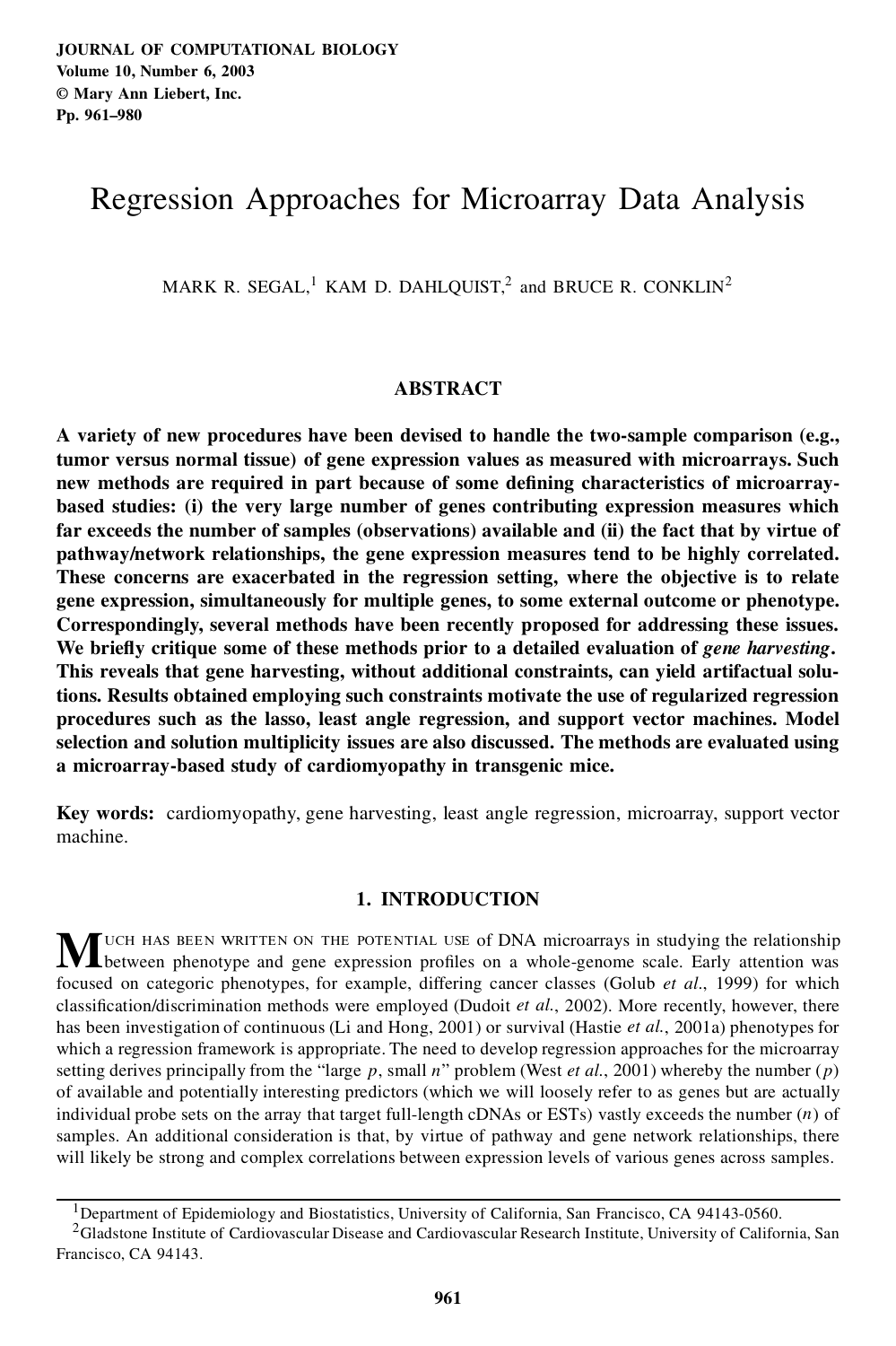# Regression Approaches for Microarray Data Analysis

MARK R. SEGAL,[1] KAM D. DAHLQUIST,[2] and BRUCE R. CONKLIN[2]

## ABSTRACT

**A variety of new procedures have been devised to handle the two-sample comparison (e.g., tumor versus normal tissue) of gene expression values as measured with microarrays. Such new methods are required in part because of some defining characteristics of microarray-based studies: (i) the very large number of genes contributing expression measures which far exceeds the number of samples (observations) available and (ii) the fact that by virtue of pathway/network relationships, the gene expression measures tend to be highly correlated. These concerns are exacerbated in the regression setting, where the objective is to relate gene expression, simultaneously for multiple genes, to some external outcome or phenotype. Correspondingly, several methods have been recently proposed for addressing these issues. We briefly critique some of these methods prior to a detailed evaluation of *gene harvesting*. This reveals that gene harvesting, without additional constraints, can yield artifactual solutions. Results obtained employing such constraints motivate the use of regularized regression procedures such as the lasso, least angle regression, and support vector machines. Model selection and solution multiplicity issues are also discussed. The methods are evaluated using a microarray-based study of cardiomyopathy in transgenic mice.**

**Key words:** cardiomyopathy, gene harvesting, least angle regression, microarray, support vector machine.

## 1. INTRODUCTION

Much has been written on the potential use of DNA microarrays in studying the relationship between phenotype and gene expression profiles on a whole-genome scale. Early attention was focused on categoric phenotypes, for example, differing cancer classes (Golub *et al.*, 1999) for which classification/discrimination methods were employed (Dudoit *et al.*, 2002). More recently, however, there has been investigation of continuous (Li and Hong, 2001) or survival (Hastie *et al.*, 2001a) phenotypes for which a regression framework is appropriate. The need to develop regression approaches for the microarray setting derives principally from the "large $p$, small $n$" problem (West *et al.*, 2001) whereby the number ($p$) of available and potentially interesting predictors (which we will loosely refer to as genes but are actually individual probe sets on the array that target full-length cDNAs or ESTs) vastly exceeds the number ($n$) of samples. An additional consideration is that, by virtue of pathway and gene network relationships, there will likely be strong and complex correlations between expression levels of various genes across samples.

---

[1]Department of Epidemiology and Biostatistics, University of California, San Francisco, CA 94143-0560.

[2]Gladstone Institute of Cardiovascular Disease and Cardiovascular Research Institute, University of California, San Francisco, CA 94143.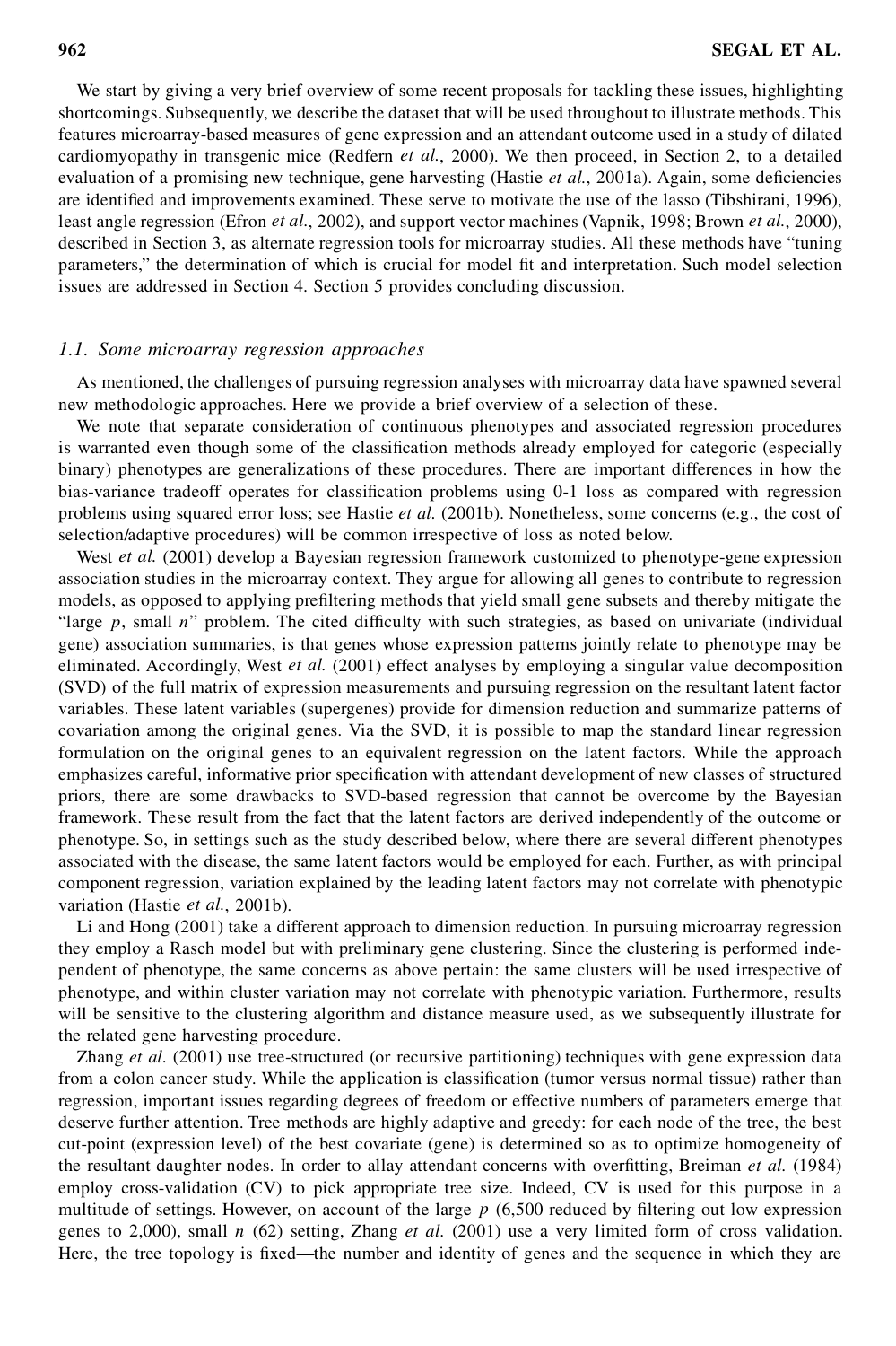We start by giving a very brief overview of some recent proposals for tackling these issues, highlighting shortcomings. Subsequently, we describe the dataset that will be used throughout to illustrate methods. This features microarray-based measures of gene expression and an attendant outcome used in a study of dilated cardiomyopathy in transgenic mice (Redfern *et al.*, 2000). We then proceed, in Section 2, to a detailed evaluation of a promising new technique, gene harvesting (Hastie *et al.*, 2001a). Again, some deficiencies are identified and improvements examined. These serve to motivate the use of the lasso (Tibshirani, 1996), least angle regression (Efron *et al.*, 2002), and support vector machines (Vapnik, 1998; Brown *et al.*, 2000), described in Section 3, as alternate regression tools for microarray studies. All these methods have "tuning parameters," the determination of which is crucial for model fit and interpretation. Such model selection issues are addressed in Section 4. Section 5 provides concluding discussion.

### *1.1. Some microarray regression approaches*

As mentioned, the challenges of pursuing regression analyses with microarray data have spawned several new methodologic approaches. Here we provide a brief overview of a selection of these.

We note that separate consideration of continuous phenotypes and associated regression procedures is warranted even though some of the classification methods already employed for categoric (especially binary) phenotypes are generalizations of these procedures. There are important differences in how the bias-variance tradeoff operates for classification problems using 0-1 loss as compared with regression problems using squared error loss; see Hastie *et al.* (2001b). Nonetheless, some concerns (e.g., the cost of selection/adaptive procedures) will be common irrespective of loss as noted below.

West *et al.* (2001) develop a Bayesian regression framework customized to phenotype-gene expression association studies in the microarray context. They argue for allowing all genes to contribute to regression models, as opposed to applying prefiltering methods that yield small gene subsets and thereby mitigate the "large $p$, small $n$" problem. The cited difficulty with such strategies, as based on univariate (individual gene) association summaries, is that genes whose expression patterns jointly relate to phenotype may be eliminated. Accordingly, West *et al.* (2001) effect analyses by employing a singular value decomposition (SVD) of the full matrix of expression measurements and pursuing regression on the resultant latent factor variables. These latent variables (supergenes) provide for dimension reduction and summarize patterns of covariation among the original genes. Via the SVD, it is possible to map the standard linear regression formulation on the original genes to an equivalent regression on the latent factors. While the approach emphasizes careful, informative prior specification with attendant development of new classes of structured priors, there are some drawbacks to SVD-based regression that cannot be overcome by the Bayesian framework. These result from the fact that the latent factors are derived independently of the outcome or phenotype. So, in settings such as the study described below, where there are several different phenotypes associated with the disease, the same latent factors would be employed for each. Further, as with principal component regression, variation explained by the leading latent factors may not correlate with phenotypic variation (Hastie *et al.*, 2001b).

Li and Hong (2001) take a different approach to dimension reduction. In pursuing microarray regression they employ a Rasch model but with preliminary gene clustering. Since the clustering is performed independent of phenotype, the same concerns as above pertain: the same clusters will be used irrespective of phenotype, and within cluster variation may not correlate with phenotypic variation. Furthermore, results will be sensitive to the clustering algorithm and distance measure used, as we subsequently illustrate for the related gene harvesting procedure.

Zhang *et al.* (2001) use tree-structured (or recursive partitioning) techniques with gene expression data from a colon cancer study. While the application is classification (tumor versus normal tissue) rather than regression, important issues regarding degrees of freedom or effective numbers of parameters emerge that deserve further attention. Tree methods are highly adaptive and greedy: for each node of the tree, the best cut-point (expression level) of the best covariate (gene) is determined so as to optimize homogeneity of the resultant daughter nodes. In order to allay attendant concerns with overfitting, Breiman *et al.* (1984) employ cross-validation (CV) to pick appropriate tree size. Indeed, CV is used for this purpose in a multitude of settings. However, on account of the large $p$ (6,500 reduced by filtering out low expression genes to 2,000), small $n$ (62) setting, Zhang *et al.* (2001) use a very limited form of cross validation. Here, the tree topology is fixed—the number and identity of genes and the sequence in which they are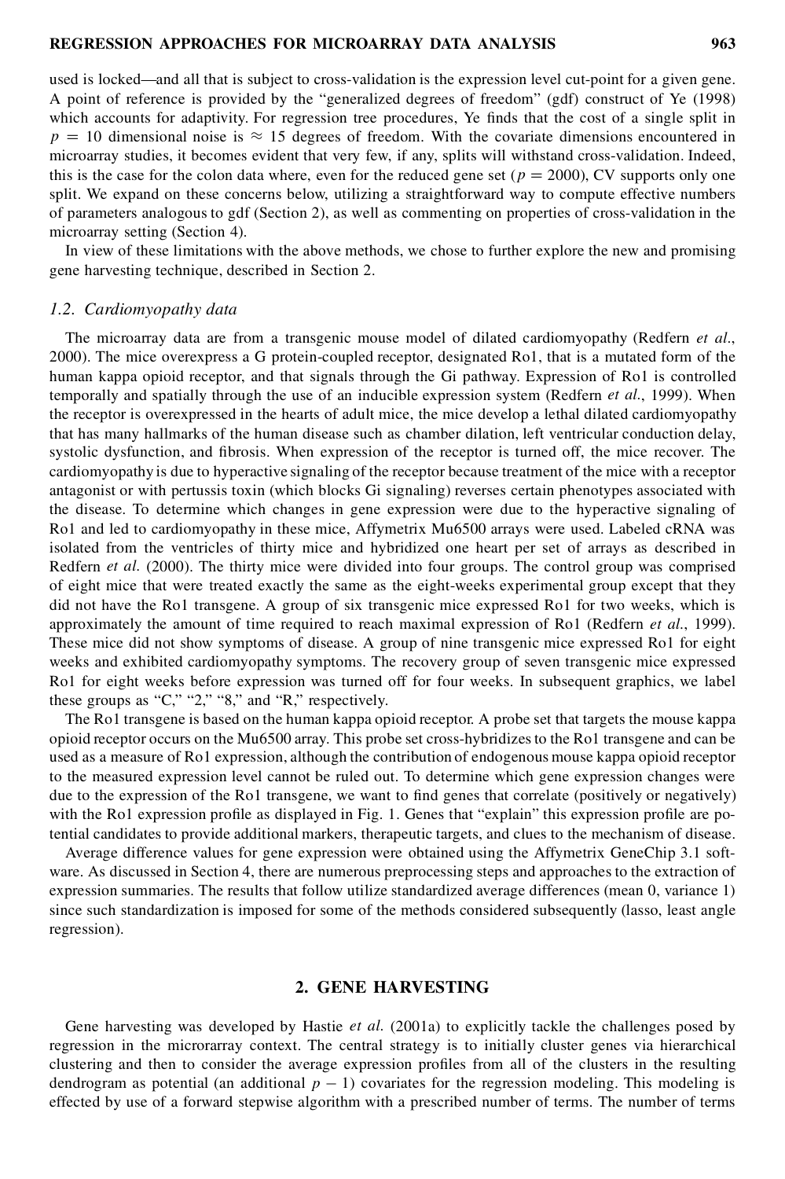used is locked—and all that is subject to cross-validation is the expression level cut-point for a given gene. A point of reference is provided by the "generalized degrees of freedom" (gdf) construct of Ye (1998) which accounts for adaptivity. For regression tree procedures, Ye finds that the cost of a single split in $p = 10$ dimensional noise is $\approx 15$ degrees of freedom. With the covariate dimensions encountered in microarray studies, it becomes evident that very few, if any, splits will withstand cross-validation. Indeed, this is the case for the colon data where, even for the reduced gene set ($p = 2000$), CV supports only one split. We expand on these concerns below, utilizing a straightforward way to compute effective numbers of parameters analogous to gdf (Section 2), as well as commenting on properties of cross-validation in the microarray setting (Section 4).

In view of these limitations with the above methods, we chose to further explore the new and promising gene harvesting technique, described in Section 2.

### 1.2. Cardiomyopathy data

The microarray data are from a transgenic mouse model of dilated cardiomyopathy (Redfern *et al.*, 2000). The mice overexpress a G protein-coupled receptor, designated Ro1, that is a mutated form of the human kappa opioid receptor, and that signals through the Gi pathway. Expression of Ro1 is controlled temporally and spatially through the use of an inducible expression system (Redfern *et al.*, 1999). When the receptor is overexpressed in the hearts of adult mice, the mice develop a lethal dilated cardiomyopathy that has many hallmarks of the human disease such as chamber dilation, left ventricular conduction delay, systolic dysfunction, and fibrosis. When expression of the receptor is turned off, the mice recover. The cardiomyopathy is due to hyperactive signaling of the receptor because treatment of the mice with a receptor antagonist or with pertussis toxin (which blocks Gi signaling) reverses certain phenotypes associated with the disease. To determine which changes in gene expression were due to the hyperactive signaling of Ro1 and led to cardiomyopathy in these mice, Affymetrix Mu6500 arrays were used. Labeled cRNA was isolated from the ventricles of thirty mice and hybridized one heart per set of arrays as described in Redfern *et al.* (2000). The thirty mice were divided into four groups. The control group was comprised of eight mice that were treated exactly the same as the eight-weeks experimental group except that they did not have the Ro1 transgene. A group of six transgenic mice expressed Ro1 for two weeks, which is approximately the amount of time required to reach maximal expression of Ro1 (Redfern *et al.*, 1999). These mice did not show symptoms of disease. A group of nine transgenic mice expressed Ro1 for eight weeks and exhibited cardiomyopathy symptoms. The recovery group of seven transgenic mice expressed Ro1 for eight weeks before expression was turned off for four weeks. In subsequent graphics, we label these groups as "C," "2," "8," and "R," respectively.

The Ro1 transgene is based on the human kappa opioid receptor. A probe set that targets the mouse kappa opioid receptor occurs on the Mu6500 array. This probe set cross-hybridizes to the Ro1 transgene and can be used as a measure of Ro1 expression, although the contribution of endogenous mouse kappa opioid receptor to the measured expression level cannot be ruled out. To determine which gene expression changes were due to the expression of the Ro1 transgene, we want to find genes that correlate (positively or negatively) with the Ro1 expression profile as displayed in Fig. 1. Genes that "explain" this expression profile are potential candidates to provide additional markers, therapeutic targets, and clues to the mechanism of disease.

Average difference values for gene expression were obtained using the Affymetrix GeneChip 3.1 software. As discussed in Section 4, there are numerous preprocessing steps and approaches to the extraction of expression summaries. The results that follow utilize standardized average differences (mean 0, variance 1) since such standardization is imposed for some of the methods considered subsequently (lasso, least angle regression).

## 2. GENE HARVESTING

Gene harvesting was developed by Hastie *et al.* (2001a) to explicitly tackle the challenges posed by regression in the microrarray context. The central strategy is to initially cluster genes via hierarchical clustering and then to consider the average expression profiles from all of the clusters in the resulting dendrogram as potential (an additional $p - 1$) covariates for the regression modeling. This modeling is effected by use of a forward stepwise algorithm with a prescribed number of terms. The number of terms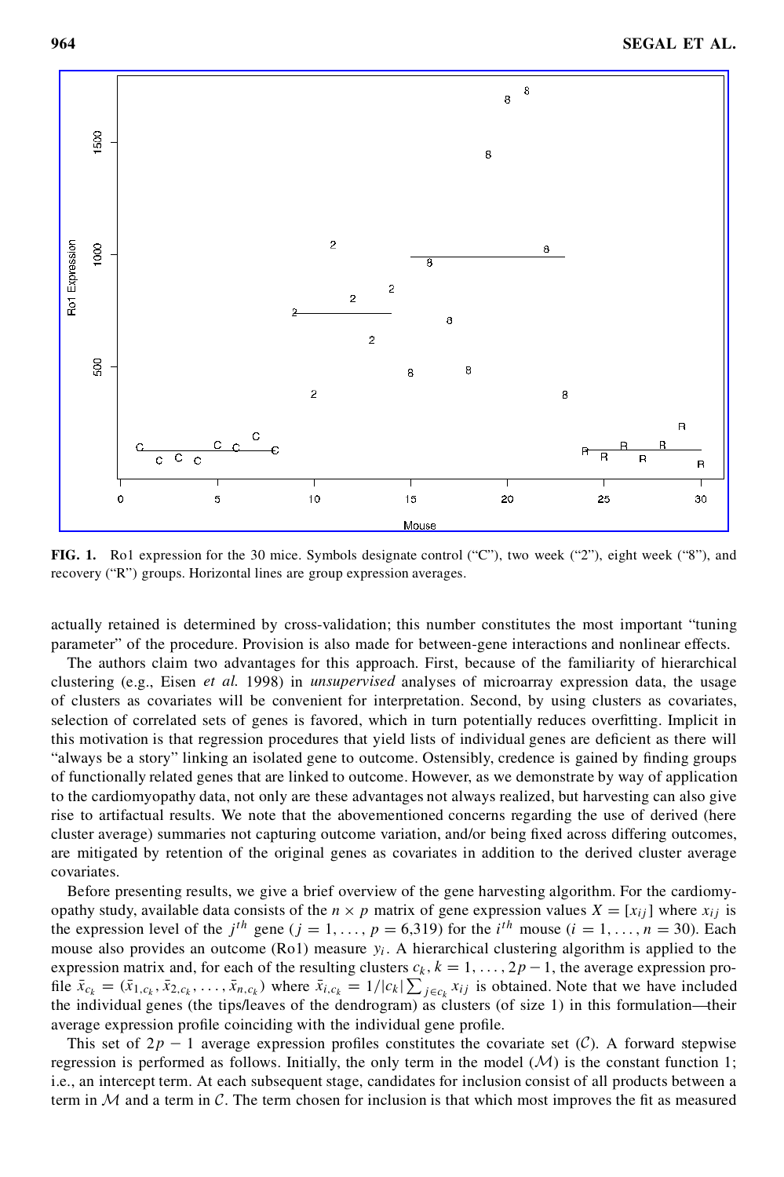**FIG. 1.** Ro1 expression for the 30 mice. Symbols designate control ("C"), two week ("2"), eight week ("8"), and recovery ("R") groups. Horizontal lines are group expression averages.

actually retained is determined by cross-validation; this number constitutes the most important "tuning parameter" of the procedure. Provision is also made for between-gene interactions and nonlinear effects.

The authors claim two advantages for this approach. First, because of the familiarity of hierarchical clustering (e.g., Eisen *et al.* 1998) in *unsupervised* analyses of microarray expression data, the usage of clusters as covariates will be convenient for interpretation. Second, by using clusters as covariates, selection of correlated sets of genes is favored, which in turn potentially reduces overfitting. Implicit in this motivation is that regression procedures that yield lists of individual genes are deficient as there will "always be a story" linking an isolated gene to outcome. Ostensibly, credence is gained by finding groups of functionally related genes that are linked to outcome. However, as we demonstrate by way of application to the cardiomyopathy data, not only are these advantages not always realized, but harvesting can also give rise to artifactual results. We note that the abovementioned concerns regarding the use of derived (here cluster average) summaries not capturing outcome variation, and/or being fixed across differing outcomes, are mitigated by retention of the original genes as covariates in addition to the derived cluster average covariates.

Before presenting results, we give a brief overview of the gene harvesting algorithm. For the cardiomyopathy study, available data consists of the $n \times p$ matrix of gene expression values $X = [x_{ij}]$ where $x_{ij}$ is the expression level of the $j^{th}$ gene ($j = 1, \ldots, p = 6{,}319$) for the $i^{th}$ mouse ($i = 1, \ldots, n = 30$). Each mouse also provides an outcome (Ro1) measure $y_i$. A hierarchical clustering algorithm is applied to the expression matrix and, for each of the resulting clusters $c_k$, $k = 1, \ldots, 2p - 1$, the average expression profile $\bar{x}_{c_k} = (\bar{x}_{1,c_k}, \bar{x}_{2,c_k}, \ldots, \bar{x}_{n,c_k})$ where $\bar{x}_{i,c_k} = 1/|c_k| \sum_{j \in c_k} x_{ij}$ is obtained. Note that we have included the individual genes (the tips/leaves of the dendrogram) as clusters (of size 1) in this formulation—their average expression profile coinciding with the individual gene profile.

This set of $2p - 1$ average expression profiles constitutes the covariate set ($\mathcal{C}$). A forward stepwise regression is performed as follows. Initially, the only term in the model ($\mathcal{M}$) is the constant function 1; i.e., an intercept term. At each subsequent stage, candidates for inclusion consist of all products between a term in $\mathcal{M}$ and a term in $\mathcal{C}$. The term chosen for inclusion is that which most improves the fit as measured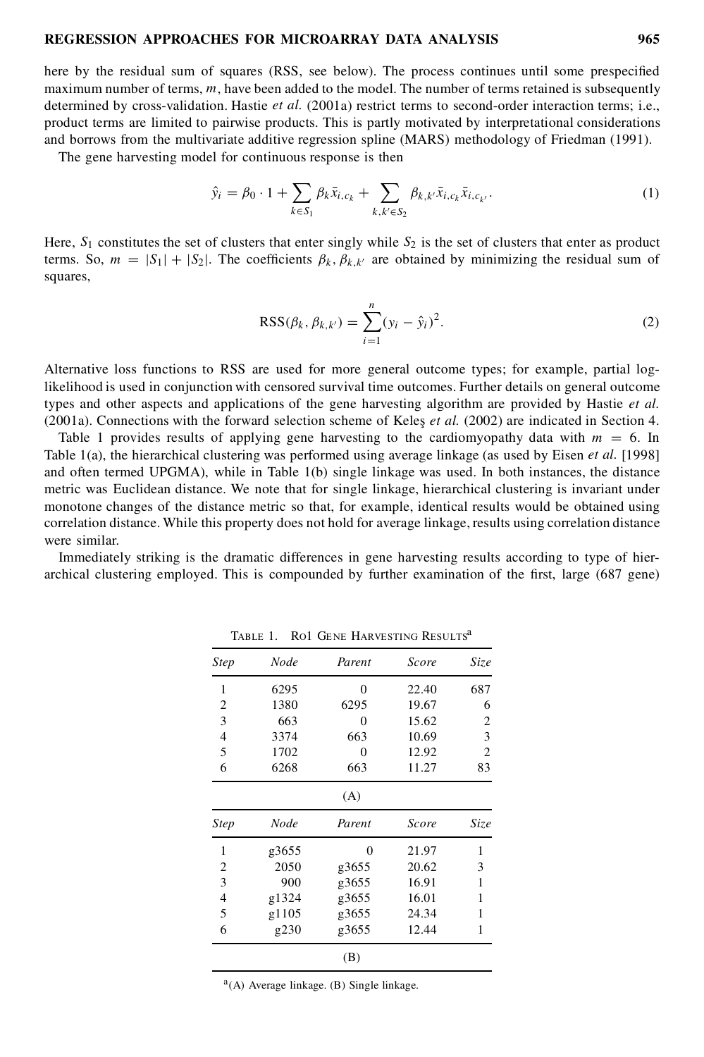here by the residual sum of squares (RSS, see below). The process continues until some prespecified maximum number of terms, $m$, have been added to the model. The number of terms retained is subsequently determined by cross-validation. Hastie *et al.* (2001a) restrict terms to second-order interaction terms; i.e., product terms are limited to pairwise products. This is partly motivated by interpretational considerations and borrows from the multivariate additive regression spline (MARS) methodology of Friedman (1991).

The gene harvesting model for continuous response is then

$$\hat{y}_i = \beta_0 \cdot 1 + \sum_{k \in S_1} \beta_k \bar{x}_{i,c_k} + \sum_{k,k' \in S_2} \beta_{k,k'} \bar{x}_{i,c_k} \bar{x}_{i,c_{k'}}. \tag{1}$$

Here, $S_1$ constitutes the set of clusters that enter singly while $S_2$ is the set of clusters that enter as product terms. So, $m = |S_1| + |S_2|$. The coefficients $\beta_k, \beta_{k,k'}$ are obtained by minimizing the residual sum of squares,

$$\text{RSS}(\beta_k, \beta_{k,k'}) = \sum_{i=1}^{n} (y_i - \hat{y}_i)^2. \tag{2}$$

Alternative loss functions to RSS are used for more general outcome types; for example, partial log-likelihood is used in conjunction with censored survival time outcomes. Further details on general outcome types and other aspects and applications of the gene harvesting algorithm are provided by Hastie *et al.* (2001a). Connections with the forward selection scheme of Keleş *et al.* (2002) are indicated in Section 4.

Table 1 provides results of applying gene harvesting to the cardiomyopathy data with $m = 6$. In Table 1(a), the hierarchical clustering was performed using average linkage (as used by Eisen *et al.* [1998] and often termed UPGMA), while in Table 1(b) single linkage was used. In both instances, the distance metric was Euclidean distance. We note that for single linkage, hierarchical clustering is invariant under monotone changes of the distance metric so that, for example, identical results would be obtained using correlation distance. While this property does not hold for average linkage, results using correlation distance were similar.

Immediately striking is the dramatic differences in gene harvesting results according to type of hierarchical clustering employed. This is compounded by further examination of the first, large (687 gene)

TABLE 1. RO1 GENE HARVESTING RESULTS[a]

| *Step* | *Node* | *Parent* | *Score* | *Size* |
|---|---|---|---|---|
| 1 | 6295 | 0 | 22.40 | 687 |
| 2 | 1380 | 6295 | 19.67 | 6 |
| 3 | 663 | 0 | 15.62 | 2 |
| 4 | 3374 | 663 | 10.69 | 3 |
| 5 | 1702 | 0 | 12.92 | 2 |
| 6 | 6268 | 663 | 11.27 | 83 |

(A)

| *Step* | *Node* | *Parent* | *Score* | *Size* |
|---|---|---|---|---|
| 1 | g3655 | 0 | 21.97 | 1 |
| 2 | 2050 | g3655 | 20.62 | 3 |
| 3 | 900 | g3655 | 16.91 | 1 |
| 4 | g1324 | g3655 | 16.01 | 1 |
| 5 | g1105 | g3655 | 24.34 | 1 |
| 6 | g230 | g3655 | 12.44 | 1 |

(B)

[a](A) Average linkage. (B) Single linkage.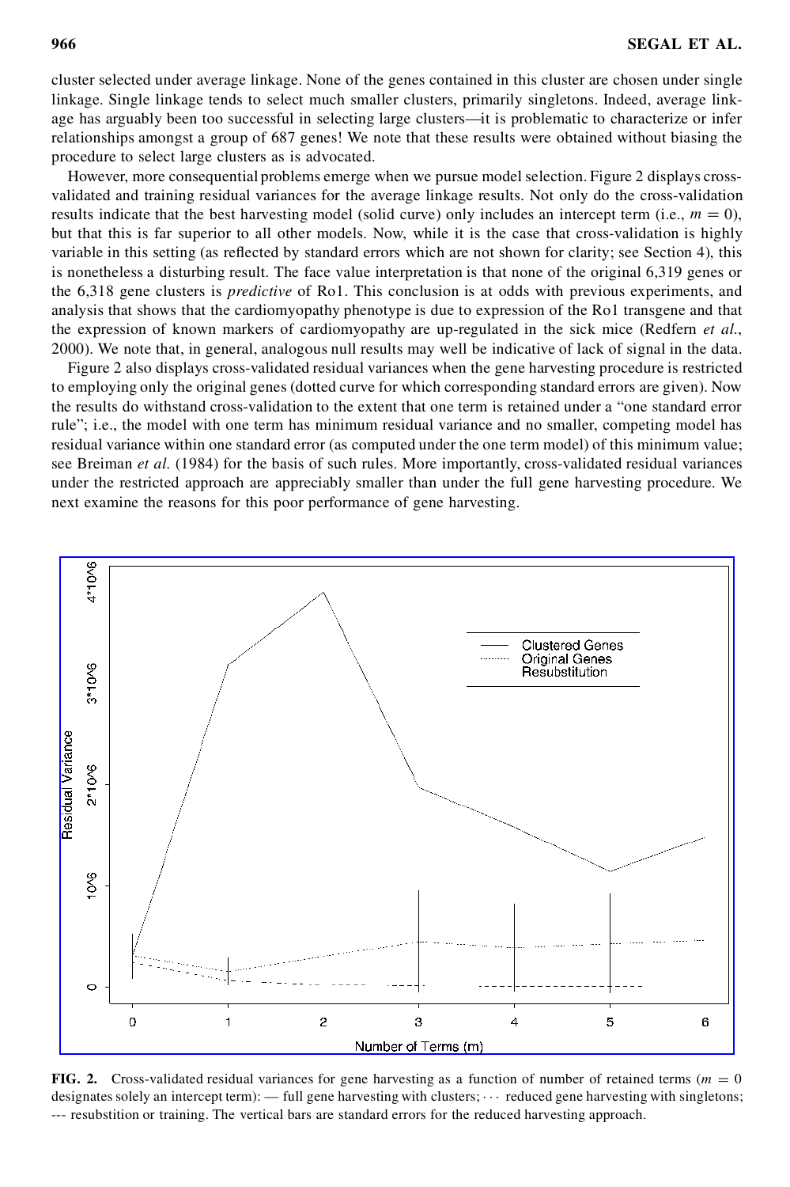cluster selected under average linkage. None of the genes contained in this cluster are chosen under single linkage. Single linkage tends to select much smaller clusters, primarily singletons. Indeed, average linkage has arguably been too successful in selecting large clusters—it is problematic to characterize or infer relationships amongst a group of 687 genes! We note that these results were obtained without biasing the procedure to select large clusters as is advocated.

However, more consequential problems emerge when we pursue model selection. Figure 2 displays cross-validated and training residual variances for the average linkage results. Not only do the cross-validation results indicate that the best harvesting model (solid curve) only includes an intercept term (i.e., $m = 0$), but that this is far superior to all other models. Now, while it is the case that cross-validation is highly variable in this setting (as reflected by standard errors which are not shown for clarity; see Section 4), this is nonetheless a disturbing result. The face value interpretation is that none of the original 6,319 genes or the 6,318 gene clusters is *predictive* of Ro1. This conclusion is at odds with previous experiments, and analysis that shows that the cardiomyopathy phenotype is due to expression of the Ro1 transgene and that the expression of known markers of cardiomyopathy are up-regulated in the sick mice (Redfern *et al.*, 2000). We note that, in general, analogous null results may well be indicative of lack of signal in the data.

Figure 2 also displays cross-validated residual variances when the gene harvesting procedure is restricted to employing only the original genes (dotted curve for which corresponding standard errors are given). Now the results do withstand cross-validation to the extent that one term is retained under a "one standard error rule"; i.e., the model with one term has minimum residual variance and no smaller, competing model has residual variance within one standard error (as computed under the one term model) of this minimum value; see Breiman *et al.* (1984) for the basis of such rules. More importantly, cross-validated residual variances under the restricted approach are appreciably smaller than under the full gene harvesting procedure. We next examine the reasons for this poor performance of gene harvesting.

**FIG. 2.** Cross-validated residual variances for gene harvesting as a function of number of retained terms ($m = 0$ designates solely an intercept term): — full gene harvesting with clusters; ··· reduced gene harvesting with singletons; --- resubstition or training. The vertical bars are standard errors for the reduced harvesting approach.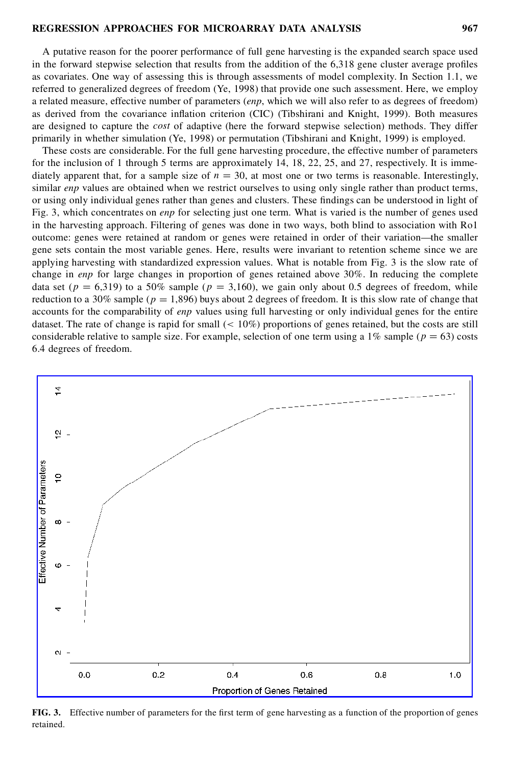A putative reason for the poorer performance of full gene harvesting is the expanded search space used in the forward stepwise selection that results from the addition of the 6,318 gene cluster average profiles as covariates. One way of assessing this is through assessments of model complexity. In Section 1.1, we referred to generalized degrees of freedom (Ye, 1998) that provide one such assessment. Here, we employ a related measure, effective number of parameters (*enp*, which we will also refer to as degrees of freedom) as derived from the covariance inflation criterion (CIC) (Tibshirani and Knight, 1999). Both measures are designed to capture the *cost* of adaptive (here the forward stepwise selection) methods. They differ primarily in whether simulation (Ye, 1998) or permutation (Tibshirani and Knight, 1999) is employed.

These costs are considerable. For the full gene harvesting procedure, the effective number of parameters for the inclusion of 1 through 5 terms are approximately 14, 18, 22, 25, and 27, respectively. It is immediately apparent that, for a sample size of $n = 30$, at most one or two terms is reasonable. Interestingly, similar *enp* values are obtained when we restrict ourselves to using only single rather than product terms, or using only individual genes rather than genes and clusters. These findings can be understood in light of Fig. 3, which concentrates on *enp* for selecting just one term. What is varied is the number of genes used in the harvesting approach. Filtering of genes was done in two ways, both blind to association with Ro1 outcome: genes were retained at random or genes were retained in order of their variation—the smaller gene sets contain the most variable genes. Here, results were invariant to retention scheme since we are applying harvesting with standardized expression values. What is notable from Fig. 3 is the slow rate of change in *enp* for large changes in proportion of genes retained above 30%. In reducing the complete data set ($p = 6{,}319$) to a 50% sample ($p = 3{,}160$), we gain only about 0.5 degrees of freedom, while reduction to a 30% sample ($p = 1{,}896$) buys about 2 degrees of freedom. It is this slow rate of change that accounts for the comparability of *enp* values using full harvesting or only individual genes for the entire dataset. The rate of change is rapid for small ($< 10\%$) proportions of genes retained, but the costs are still considerable relative to sample size. For example, selection of one term using a 1% sample ($p = 63$) costs 6.4 degrees of freedom.

**FIG. 3.** Effective number of parameters for the first term of gene harvesting as a function of the proportion of genes retained.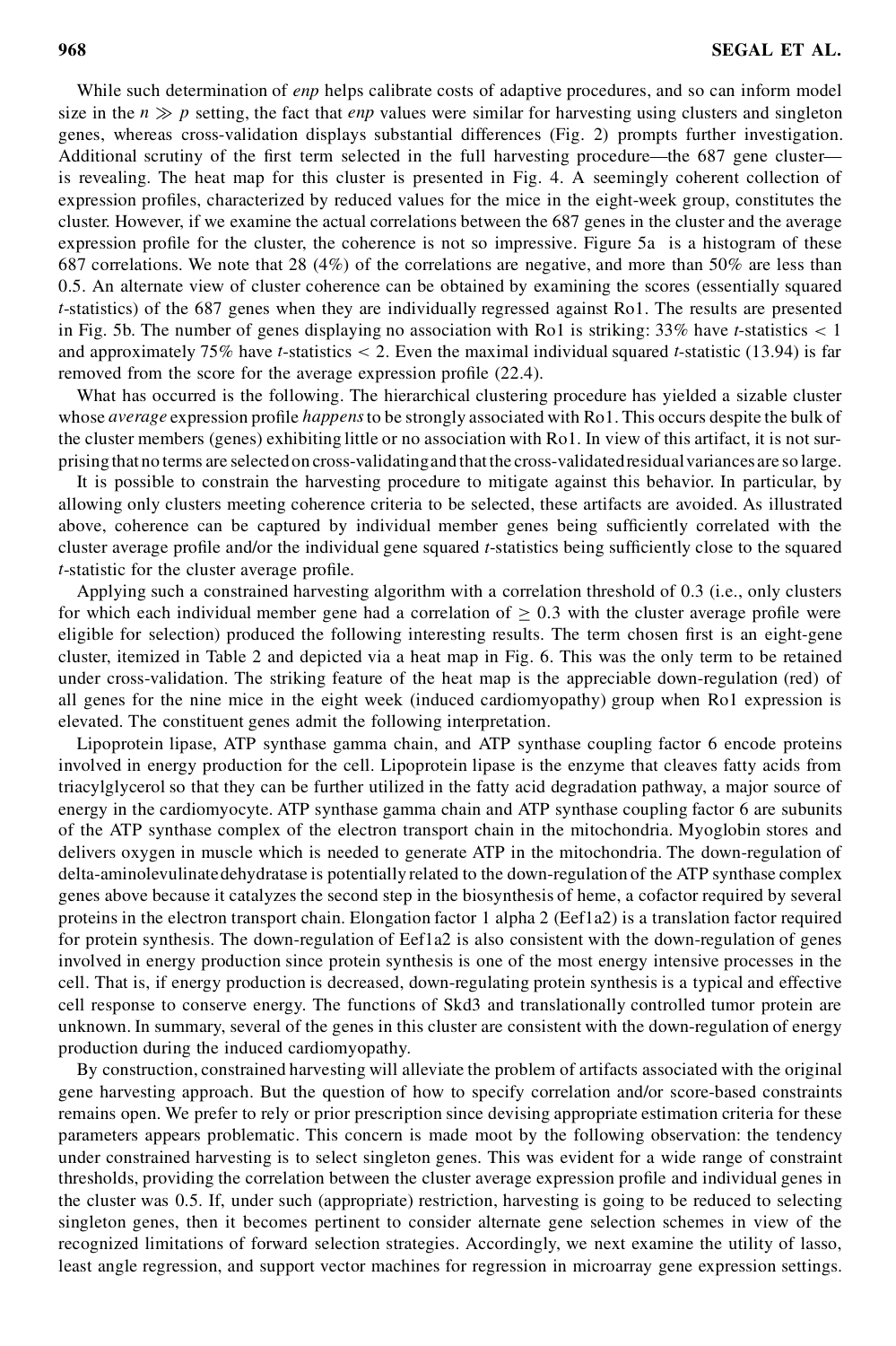While such determination of *enp* helps calibrate costs of adaptive procedures, and so can inform model size in the $n \gg p$ setting, the fact that *enp* values were similar for harvesting using clusters and singleton genes, whereas cross-validation displays substantial differences (Fig. 2) prompts further investigation. Additional scrutiny of the first term selected in the full harvesting procedure—the 687 gene cluster—is revealing. The heat map for this cluster is presented in Fig. 4. A seemingly coherent collection of expression profiles, characterized by reduced values for the mice in the eight-week group, constitutes the cluster. However, if we examine the actual correlations between the 687 genes in the cluster and the average expression profile for the cluster, the coherence is not so impressive. Figure 5a is a histogram of these 687 correlations. We note that 28 (4%) of the correlations are negative, and more than 50% are less than 0.5. An alternate view of cluster coherence can be obtained by examining the scores (essentially squared $t$-statistics) of the 687 genes when they are individually regressed against Ro1. The results are presented in Fig. 5b. The number of genes displaying no association with Ro1 is striking: 33% have $t$-statistics $< 1$ and approximately 75% have $t$-statistics $< 2$. Even the maximal individual squared $t$-statistic (13.94) is far removed from the score for the average expression profile (22.4).

What has occurred is the following. The hierarchical clustering procedure has yielded a sizable cluster whose *average* expression profile *happens* to be strongly associated with Ro1. This occurs despite the bulk of the cluster members (genes) exhibiting little or no association with Ro1. In view of this artifact, it is not surprising that no terms are selected on cross-validating and that the cross-validated residual variances are so large.

It is possible to constrain the harvesting procedure to mitigate against this behavior. In particular, by allowing only clusters meeting coherence criteria to be selected, these artifacts are avoided. As illustrated above, coherence can be captured by individual member genes being sufficiently correlated with the cluster average profile and/or the individual gene squared $t$-statistics being sufficiently close to the squared $t$-statistic for the cluster average profile.

Applying such a constrained harvesting algorithm with a correlation threshold of 0.3 (i.e., only clusters for which each individual member gene had a correlation of $\geq 0.3$ with the cluster average profile were eligible for selection) produced the following interesting results. The term chosen first is an eight-gene cluster, itemized in Table 2 and depicted via a heat map in Fig. 6. This was the only term to be retained under cross-validation. The striking feature of the heat map is the appreciable down-regulation (red) of all genes for the nine mice in the eight week (induced cardiomyopathy) group when Ro1 expression is elevated. The constituent genes admit the following interpretation.

Lipoprotein lipase, ATP synthase gamma chain, and ATP synthase coupling factor 6 encode proteins involved in energy production for the cell. Lipoprotein lipase is the enzyme that cleaves fatty acids from triacylglycerol so that they can be further utilized in the fatty acid degradation pathway, a major source of energy in the cardiomyocyte. ATP synthase gamma chain and ATP synthase coupling factor 6 are subunits of the ATP synthase complex of the electron transport chain in the mitochondria. Myoglobin stores and delivers oxygen in muscle which is needed to generate ATP in the mitochondria. The down-regulation of delta-aminolevulinate dehydratase is potentially related to the down-regulation of the ATP synthase complex genes above because it catalyzes the second step in the biosynthesis of heme, a cofactor required by several proteins in the electron transport chain. Elongation factor 1 alpha 2 (Eef1a2) is a translation factor required for protein synthesis. The down-regulation of Eef1a2 is also consistent with the down-regulation of genes involved in energy production since protein synthesis is one of the most energy intensive processes in the cell. That is, if energy production is decreased, down-regulating protein synthesis is a typical and effective cell response to conserve energy. The functions of Skd3 and translationally controlled tumor protein are unknown. In summary, several of the genes in this cluster are consistent with the down-regulation of energy production during the induced cardiomyopathy.

By construction, constrained harvesting will alleviate the problem of artifacts associated with the original gene harvesting approach. But the question of how to specify correlation and/or score-based constraints remains open. We prefer to rely or prior prescription since devising appropriate estimation criteria for these parameters appears problematic. This concern is made moot by the following observation: the tendency under constrained harvesting is to select singleton genes. This was evident for a wide range of constraint thresholds, providing the correlation between the cluster average expression profile and individual genes in the cluster was 0.5. If, under such (appropriate) restriction, harvesting is going to be reduced to selecting singleton genes, then it becomes pertinent to consider alternate gene selection schemes in view of the recognized limitations of forward selection strategies. Accordingly, we next examine the utility of lasso, least angle regression, and support vector machines for regression in microarray gene expression settings.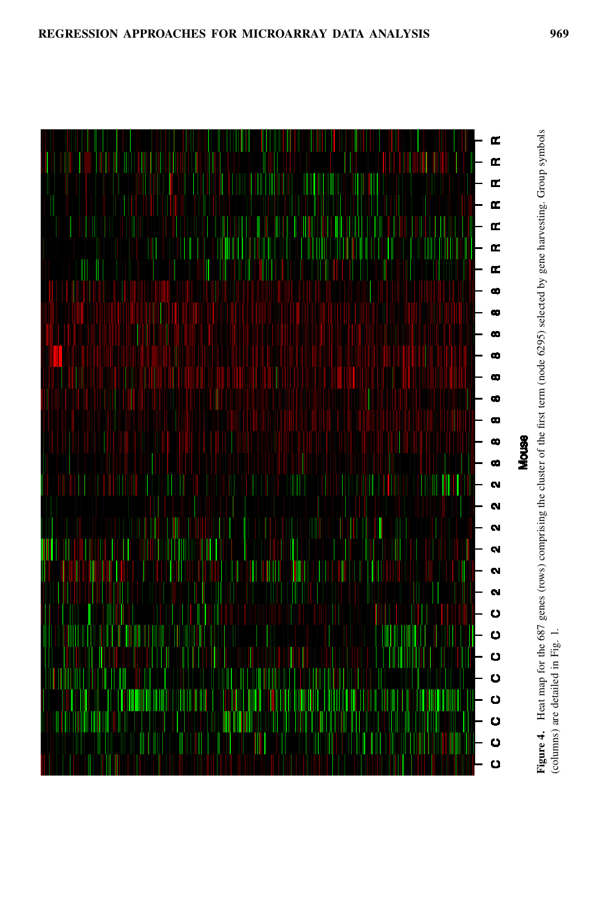**Figure 4.** Heat map for the 687 genes (rows) comprising the cluster of the first term (node 6295) selected by gene harvesting. Group symbols (columns) are detailed in Fig. 1.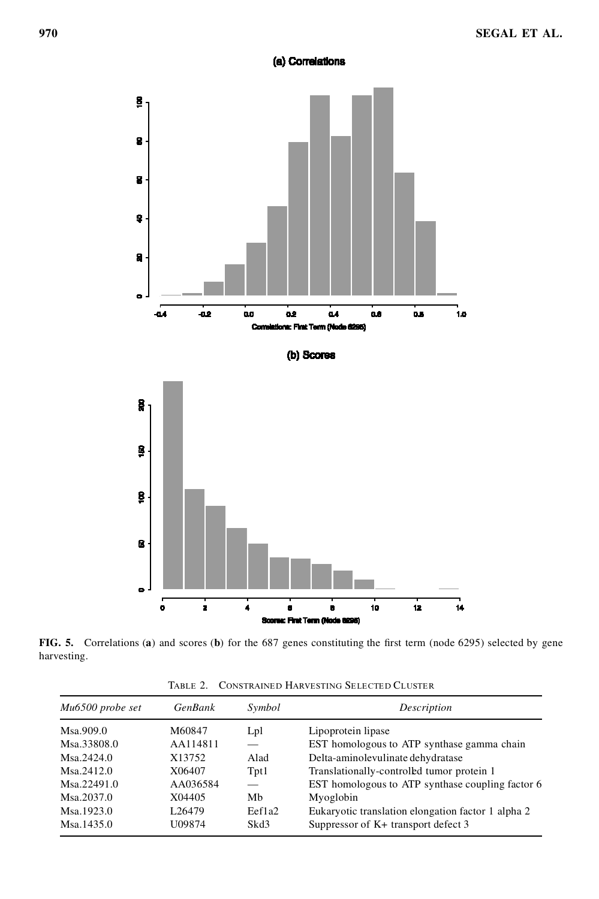**FIG. 5.** Correlations (**a**) and scores (**b**) for the 687 genes constituting the first term (node 6295) selected by gene harvesting.

TABLE 2. CONSTRAINED HARVESTING SELECTED CLUSTER

| *Mu6500 probe set* | *GenBank* | *Symbol* | *Description* |
|---|---|---|---|
| Msa.909.0 | M60847 | Lpl | Lipoprotein lipase |
| Msa.33808.0 | AA114811 | — | EST homologous to ATP synthase gamma chain |
| Msa.2424.0 | X13752 | Alad | Delta-aminolevulinate dehydratase |
| Msa.2412.0 | X06407 | Tpt1 | Translationally-controlled tumor protein 1 |
| Msa.22491.0 | AA036584 | — | EST homologous to ATP synthase coupling factor 6 |
| Msa.2037.0 | X04405 | Mb | Myoglobin |
| Msa.1923.0 | L26479 | Eef1a2 | Eukaryotic translation elongation factor 1 alpha 2 |
| Msa.1435.0 | U09874 | Skd3 | Suppressor of K+ transport defect 3 |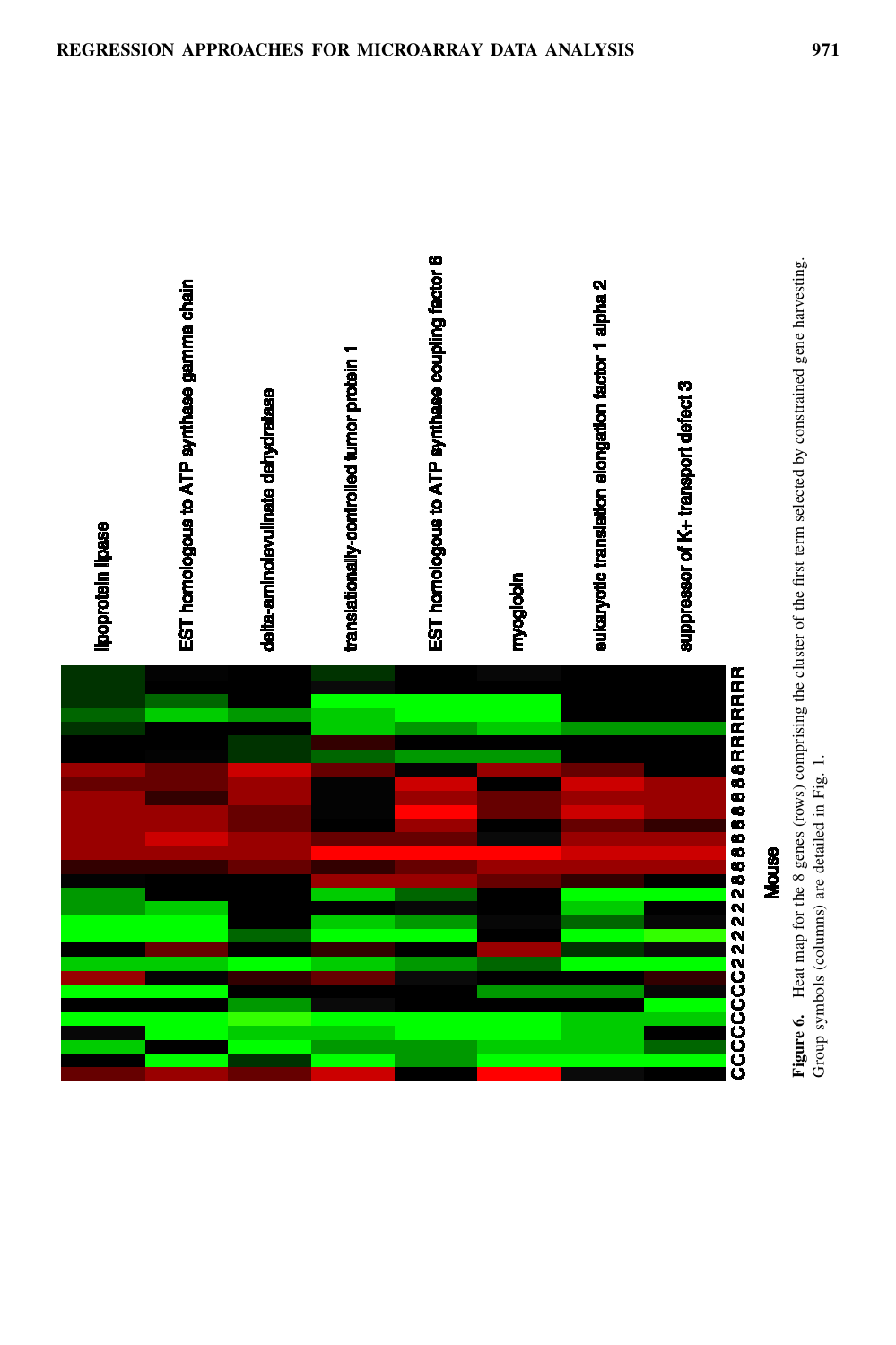**Figure 6.** Heat map for the 8 genes (rows) comprising the cluster of the first term selected by constrained gene harvesting. Group symbols (columns) are detailed in Fig. 1.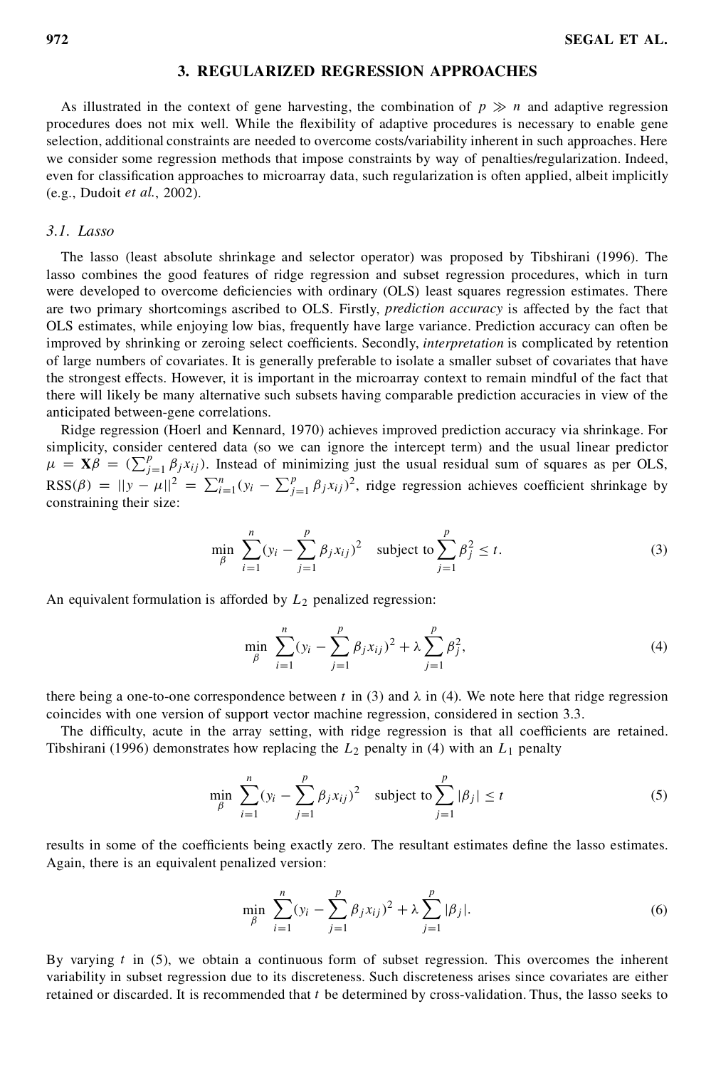## 3. REGULARIZED REGRESSION APPROACHES

As illustrated in the context of gene harvesting, the combination of $p \gg n$ and adaptive regression procedures does not mix well. While the flexibility of adaptive procedures is necessary to enable gene selection, additional constraints are needed to overcome costs/variability inherent in such approaches. Here we consider some regression methods that impose constraints by way of penalties/regularization. Indeed, even for classification approaches to microarray data, such regularization is often applied, albeit implicitly (e.g., Dudoit *et al.*, 2002).

### *3.1. Lasso*

The lasso (least absolute shrinkage and selector operator) was proposed by Tibshirani (1996). The lasso combines the good features of ridge regression and subset regression procedures, which in turn were developed to overcome deficiencies with ordinary (OLS) least squares regression estimates. There are two primary shortcomings ascribed to OLS. Firstly, *prediction accuracy* is affected by the fact that OLS estimates, while enjoying low bias, frequently have large variance. Prediction accuracy can often be improved by shrinking or zeroing select coefficients. Secondly, *interpretation* is complicated by retention of large numbers of covariates. It is generally preferable to isolate a smaller subset of covariates that have the strongest effects. However, it is important in the microarray context to remain mindful of the fact that there will likely be many alternative such subsets having comparable prediction accuracies in view of the anticipated between-gene correlations.

Ridge regression (Hoerl and Kennard, 1970) achieves improved prediction accuracy via shrinkage. For simplicity, consider centered data (so we can ignore the intercept term) and the usual linear predictor $\mu = \mathbf{X}\beta = (\sum_{j=1}^{p} \beta_j x_{ij})$. Instead of minimizing just the usual residual sum of squares as per OLS, $\text{RSS}(\beta) = ||y - \mu||^2 = \sum_{i=1}^{n}(y_i - \sum_{j=1}^{p} \beta_j x_{ij})^2$, ridge regression achieves coefficient shrinkage by constraining their size:

$$\min_{\beta} \sum_{i=1}^{n}(y_i - \sum_{j=1}^{p} \beta_j x_{ij})^2 \quad \text{subject to} \sum_{j=1}^{p} \beta_j^2 \leq t. \tag{3}$$

An equivalent formulation is afforded by $L_2$ penalized regression:

$$\min_{\beta} \sum_{i=1}^{n}(y_i - \sum_{j=1}^{p} \beta_j x_{ij})^2 + \lambda \sum_{j=1}^{p} \beta_j^2, \tag{4}$$

there being a one-to-one correspondence between $t$ in (3) and $\lambda$ in (4). We note here that ridge regression coincides with one version of support vector machine regression, considered in section 3.3.

The difficulty, acute in the array setting, with ridge regression is that all coefficients are retained. Tibshirani (1996) demonstrates how replacing the $L_2$ penalty in (4) with an $L_1$ penalty

$$\min_{\beta} \sum_{i=1}^{n}(y_i - \sum_{j=1}^{p} \beta_j x_{ij})^2 \quad \text{subject to} \sum_{j=1}^{p} |\beta_j| \leq t \tag{5}$$

results in some of the coefficients being exactly zero. The resultant estimates define the lasso estimates. Again, there is an equivalent penalized version:

$$\min_{\beta} \sum_{i=1}^{n}(y_i - \sum_{j=1}^{p} \beta_j x_{ij})^2 + \lambda \sum_{j=1}^{p} |\beta_j|. \tag{6}$$

By varying $t$ in (5), we obtain a continuous form of subset regression. This overcomes the inherent variability in subset regression due to its discreteness. Such discreteness arises since covariates are either retained or discarded. It is recommended that $t$ be determined by cross-validation. Thus, the lasso seeks to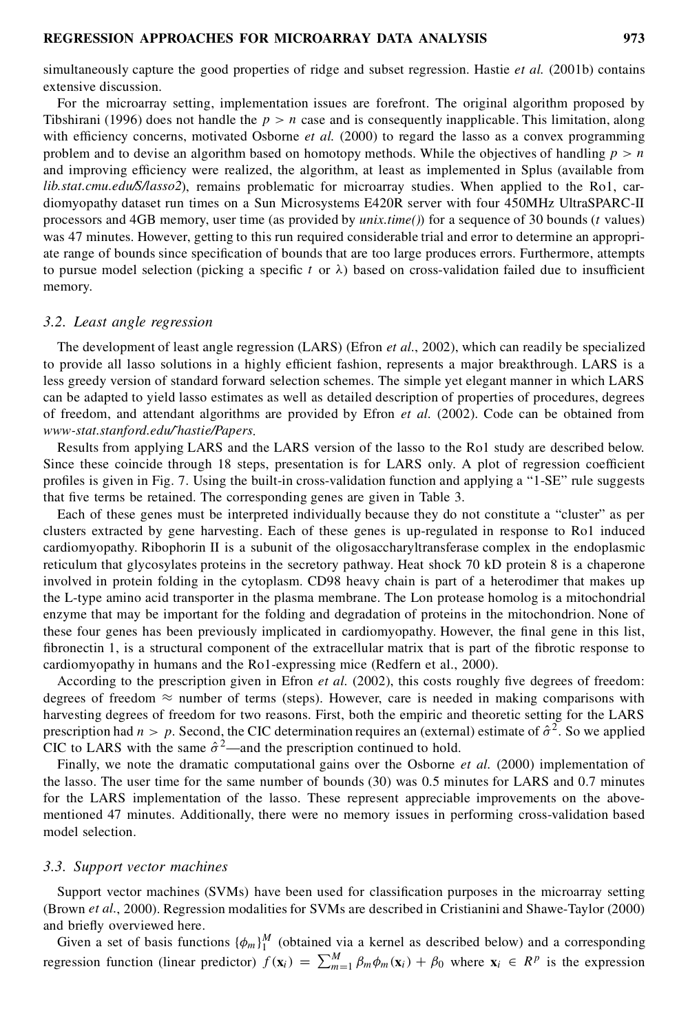simultaneously capture the good properties of ridge and subset regression. Hastie *et al.* (2001b) contains extensive discussion.

For the microarray setting, implementation issues are forefront. The original algorithm proposed by Tibshirani (1996) does not handle the $p > n$ case and is consequently inapplicable. This limitation, along with efficiency concerns, motivated Osborne *et al.* (2000) to regard the lasso as a convex programming problem and to devise an algorithm based on homotopy methods. While the objectives of handling $p > n$ and improving efficiency were realized, the algorithm, at least as implemented in Splus (available from *lib.stat.cmu.edu/S/lasso2*), remains problematic for microarray studies. When applied to the Ro1, cardiomyopathy dataset run times on a Sun Microsystems E420R server with four 450MHz UltraSPARC-II processors and 4GB memory, user time (as provided by *unix.time()*) for a sequence of 30 bounds ($t$ values) was 47 minutes. However, getting to this run required considerable trial and error to determine an appropriate range of bounds since specification of bounds that are too large produces errors. Furthermore, attempts to pursue model selection (picking a specific $t$ or $\lambda$) based on cross-validation failed due to insufficient memory.

### 3.2. *Least angle regression*

The development of least angle regression (LARS) (Efron *et al.*, 2002), which can readily be specialized to provide all lasso solutions in a highly efficient fashion, represents a major breakthrough. LARS is a less greedy version of standard forward selection schemes. The simple yet elegant manner in which LARS can be adapted to yield lasso estimates as well as detailed description of properties of procedures, degrees of freedom, and attendant algorithms are provided by Efron *et al.* (2002). Code can be obtained from *www-stat.stanford.edu/~hastie/Papers*.

Results from applying LARS and the LARS version of the lasso to the Ro1 study are described below. Since these coincide through 18 steps, presentation is for LARS only. A plot of regression coefficient profiles is given in Fig. 7. Using the built-in cross-validation function and applying a "1-SE" rule suggests that five terms be retained. The corresponding genes are given in Table 3.

Each of these genes must be interpreted individually because they do not constitute a "cluster" as per clusters extracted by gene harvesting. Each of these genes is up-regulated in response to Ro1 induced cardiomyopathy. Ribophorin II is a subunit of the oligosaccharyltransferase complex in the endoplasmic reticulum that glycosylates proteins in the secretory pathway. Heat shock 70 kD protein 8 is a chaperone involved in protein folding in the cytoplasm. CD98 heavy chain is part of a heterodimer that makes up the L-type amino acid transporter in the plasma membrane. The Lon protease homolog is a mitochondrial enzyme that may be important for the folding and degradation of proteins in the mitochondrion. None of these four genes has been previously implicated in cardiomyopathy. However, the final gene in this list, fibronectin 1, is a structural component of the extracellular matrix that is part of the fibrotic response to cardiomyopathy in humans and the Ro1-expressing mice (Redfern et al., 2000).

According to the prescription given in Efron *et al.* (2002), this costs roughly five degrees of freedom: degrees of freedom $\approx$ number of terms (steps). However, care is needed in making comparisons with harvesting degrees of freedom for two reasons. First, both the empiric and theoretic setting for the LARS prescription had $n > p$. Second, the CIC determination requires an (external) estimate of $\hat{\sigma}^2$. So we applied CIC to LARS with the same $\hat{\sigma}^2$—and the prescription continued to hold.

Finally, we note the dramatic computational gains over the Osborne *et al.* (2000) implementation of the lasso. The user time for the same number of bounds (30) was 0.5 minutes for LARS and 0.7 minutes for the LARS implementation of the lasso. These represent appreciable improvements on the above-mentioned 47 minutes. Additionally, there were no memory issues in performing cross-validation based model selection.

### 3.3. *Support vector machines*

Support vector machines (SVMs) have been used for classification purposes in the microarray setting (Brown *et al.*, 2000). Regression modalities for SVMs are described in Cristianini and Shawe-Taylor (2000) and briefly overviewed here.

Given a set of basis functions $\{\phi_m\}_1^M$ (obtained via a kernel as described below) and a corresponding regression function (linear predictor) $f(\mathbf{x}_i) = \sum_{m=1}^{M} \beta_m \phi_m(\mathbf{x}_i) + \beta_0$ where $\mathbf{x}_i \in R^p$ is the expression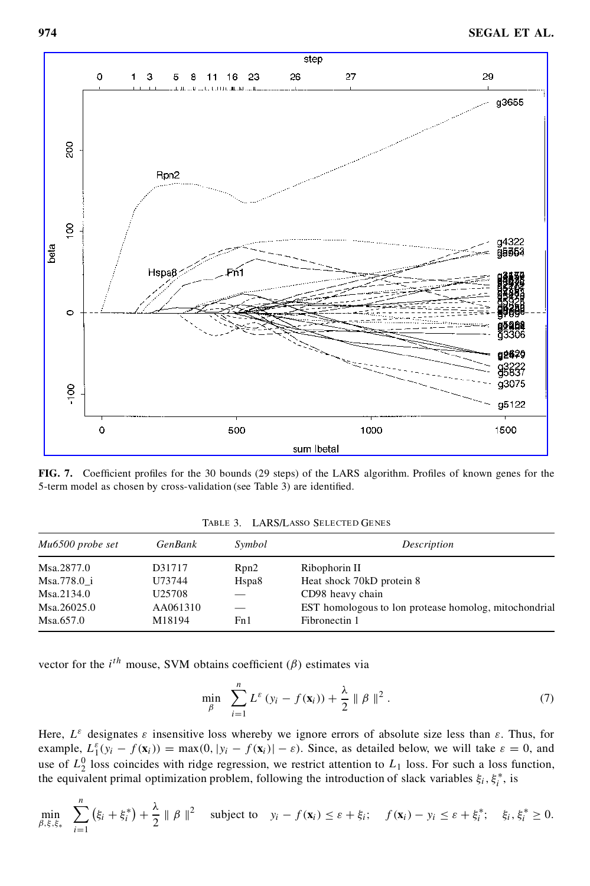**FIG. 7.** Coefficient profiles for the 30 bounds (29 steps) of the LARS algorithm. Profiles of known genes for the 5-term model as chosen by cross-validation (see Table 3) are identified.

TABLE 3. LARS/LASSO SELECTED GENES

| *Mu6500 probe set* | *GenBank* | *Symbol* | *Description* |
|---|---|---|---|
| Msa.2877.0 | D31717 | Rpn2 | Ribophorin II |
| Msa.778.0_i | U73744 | Hspa8 | Heat shock 70kD protein 8 |
| Msa.2134.0 | U25708 | — | CD98 heavy chain |
| Msa.26025.0 | AA061310 | — | EST homologous to lon protease homolog, mitochondrial |
| Msa.657.0 | M18194 | Fn1 | Fibronectin 1 |

vector for the $i^{th}$ mouse, SVM obtains coefficient ($\beta$) estimates via

$$\min_{\beta} \sum_{i=1}^{n} L^{\varepsilon}(y_i - f(\mathbf{x}_i)) + \frac{\lambda}{2} \parallel \beta \parallel^2 . \tag{7}$$

Here, $L^{\varepsilon}$ designates $\varepsilon$ insensitive loss whereby we ignore errors of absolute size less than $\varepsilon$. Thus, for example, $L_1^{\varepsilon}(y_i - f(\mathbf{x}_i)) = \max(0, |y_i - f(\mathbf{x}_i)| - \varepsilon)$. Since, as detailed below, we will take $\varepsilon = 0$, and use of $L_2^0$ loss coincides with ridge regression, we restrict attention to $L_1$ loss. For such a loss function, the equivalent primal optimization problem, following the introduction of slack variables $\xi_i, \xi_i^*$, is

$$\min_{\beta,\xi,\xi_*} \sum_{i=1}^{n} \left(\xi_i + \xi_i^*\right) + \frac{\lambda}{2} \parallel \beta \parallel^2 \quad \text{subject to} \quad y_i - f(\mathbf{x}_i) \leq \varepsilon + \xi_i; \quad f(\mathbf{x}_i) - y_i \leq \varepsilon + \xi_i^*; \quad \xi_i, \xi_i^* \geq 0.$$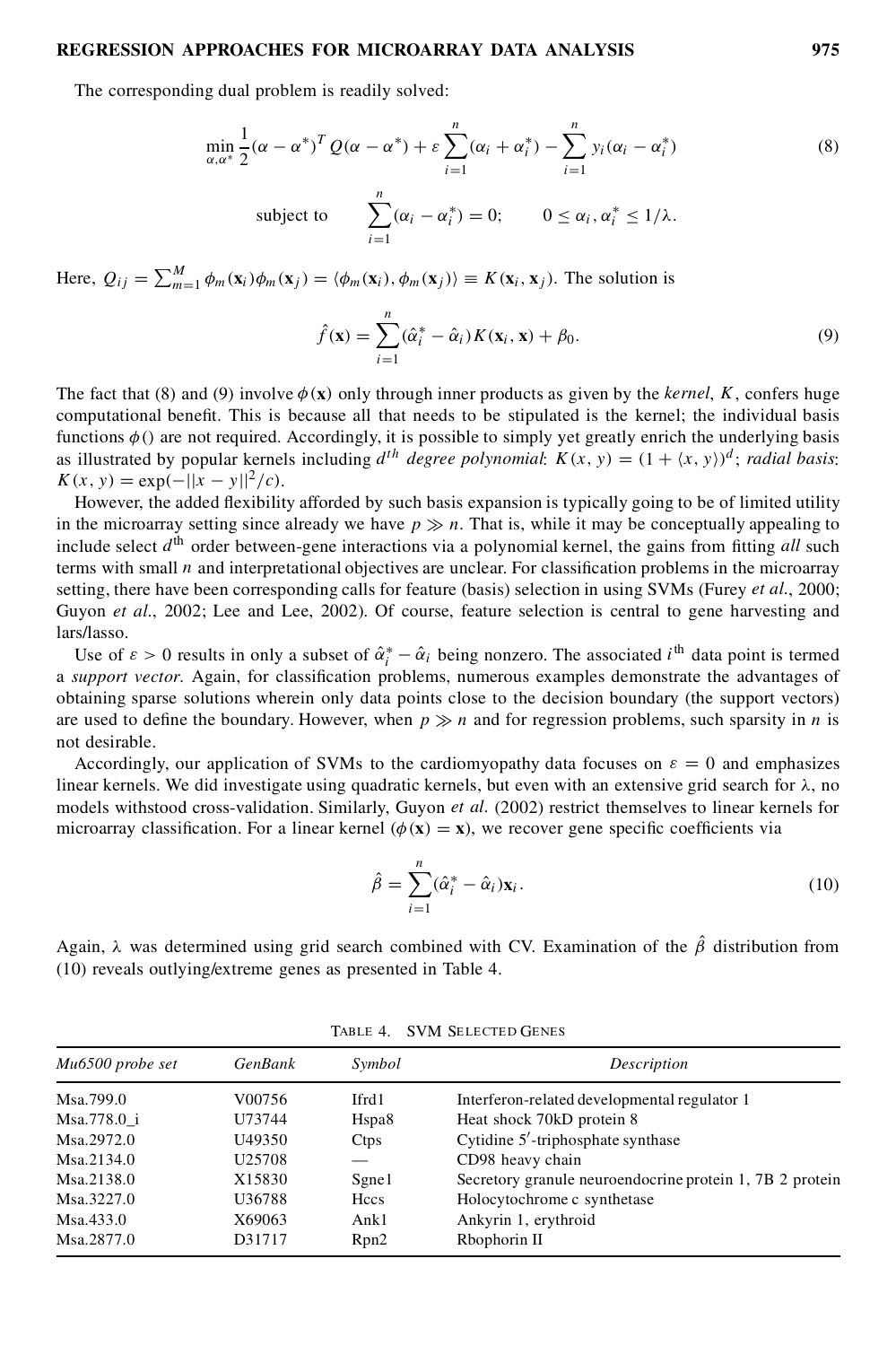The corresponding dual problem is readily solved:

$$\min_{\alpha,\alpha^*} \frac{1}{2}(\alpha - \alpha^*)^T Q(\alpha - \alpha^*) + \varepsilon \sum_{i=1}^{n}(\alpha_i + \alpha_i^*) - \sum_{i=1}^{n} y_i(\alpha_i - \alpha_i^*) \tag{8}$$

$$\text{subject to} \qquad \sum_{i=1}^{n}(\alpha_i - \alpha_i^*) = 0; \qquad 0 \le \alpha_i, \alpha_i^* \le 1/\lambda.$$

Here, $Q_{ij} = \sum_{m=1}^{M} \phi_m(\mathbf{x}_i)\phi_m(\mathbf{x}_j) = \langle \phi_m(\mathbf{x}_i), \phi_m(\mathbf{x}_j) \rangle \equiv K(\mathbf{x}_i, \mathbf{x}_j)$. The solution is

$$\hat{f}(\mathbf{x}) = \sum_{i=1}^{n}(\hat{\alpha}_i^* - \hat{\alpha}_i)K(\mathbf{x}_i, \mathbf{x}) + \beta_0. \tag{9}$$

The fact that (8) and (9) involve $\phi(\mathbf{x})$ only through inner products as given by the *kernel*, $K$, confers huge computational benefit. This is because all that needs to be stipulated is the kernel; the individual basis functions $\phi()$ are not required. Accordingly, it is possible to simply yet greatly enrich the underlying basis as illustrated by popular kernels including $d^{th}$ *degree polynomial*: $K(x, y) = (1 + \langle x, y \rangle)^d$; *radial basis*: $K(x, y) = \exp(-||x - y||^2/c)$.

However, the added flexibility afforded by such basis expansion is typically going to be of limited utility in the microarray setting since already we have $p \gg n$. That is, while it may be conceptually appealing to include select $d^{\text{th}}$ order between-gene interactions via a polynomial kernel, the gains from fitting *all* such terms with small $n$ and interpretational objectives are unclear. For classification problems in the microarray setting, there have been corresponding calls for feature (basis) selection in using SVMs (Furey *et al.*, 2000; Guyon *et al.*, 2002; Lee and Lee, 2002). Of course, feature selection is central to gene harvesting and lars/lasso.

Use of $\varepsilon > 0$ results in only a subset of $\hat{\alpha}_i^* - \hat{\alpha}_i$ being nonzero. The associated $i^{\text{th}}$ data point is termed a *support vector*. Again, for classification problems, numerous examples demonstrate the advantages of obtaining sparse solutions wherein only data points close to the decision boundary (the support vectors) are used to define the boundary. However, when $p \gg n$ and for regression problems, such sparsity in $n$ is not desirable.

Accordingly, our application of SVMs to the cardiomyopathy data focuses on $\varepsilon = 0$ and emphasizes linear kernels. We did investigate using quadratic kernels, but even with an extensive grid search for $\lambda$, no models withstood cross-validation. Similarly, Guyon *et al.* (2002) restrict themselves to linear kernels for microarray classification. For a linear kernel ($\phi(\mathbf{x}) = \mathbf{x}$), we recover gene specific coefficients via

$$\hat{\beta} = \sum_{i=1}^{n}(\hat{\alpha}_i^* - \hat{\alpha}_i)\mathbf{x}_i. \tag{10}$$

Again, $\lambda$ was determined using grid search combined with CV. Examination of the $\hat{\beta}$ distribution from (10) reveals outlying/extreme genes as presented in Table 4.

TABLE 4. SVM SELECTED GENES

| *Mu6500 probe set* | *GenBank* | *Symbol* | *Description* |
|---|---|---|---|
| Msa.799.0 | V00756 | Ifrd1 | Interferon-related developmental regulator 1 |
| Msa.778.0_i | U73744 | Hspa8 | Heat shock 70kD protein 8 |
| Msa.2972.0 | U49350 | Ctps | Cytidine 5′-triphosphate synthase |
| Msa.2134.0 | U25708 | — | CD98 heavy chain |
| Msa.2138.0 | X15830 | Sgne1 | Secretory granule neuroendocrine protein 1, 7B 2 protein |
| Msa.3227.0 | U36788 | Hccs | Holocytochrome c synthetase |
| Msa.433.0 | X69063 | Ank1 | Ankyrin 1, erythroid |
| Msa.2877.0 | D31717 | Rpn2 | Rbophorin II |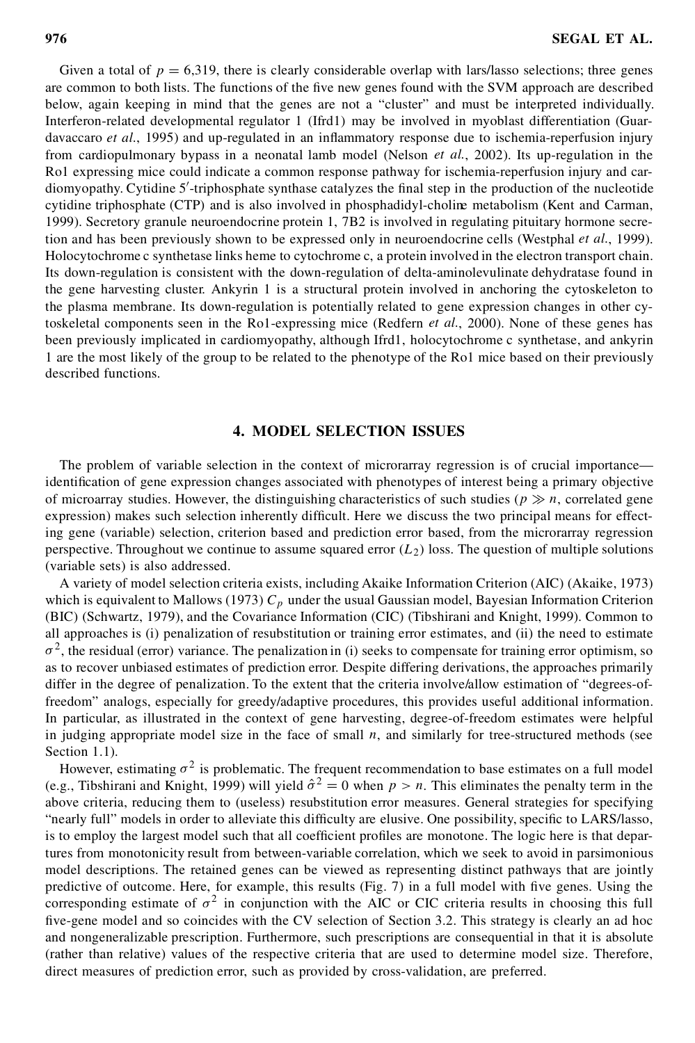Given a total of $p = 6{,}319$, there is clearly considerable overlap with lars/lasso selections; three genes are common to both lists. The functions of the five new genes found with the SVM approach are described below, again keeping in mind that the genes are not a "cluster" and must be interpreted individually. Interferon-related developmental regulator 1 (Ifrd1) may be involved in myoblast differentiation (Guardavaccaro *et al.*, 1995) and up-regulated in an inflammatory response due to ischemia-reperfusion injury from cardiopulmonary bypass in a neonatal lamb model (Nelson *et al.*, 2002). Its up-regulation in the Ro1 expressing mice could indicate a common response pathway for ischemia-reperfusion injury and cardiomyopathy. Cytidine 5′-triphosphate synthase catalyzes the final step in the production of the nucleotide cytidine triphosphate (CTP) and is also involved in phosphadidyl-choline metabolism (Kent and Carman, 1999). Secretory granule neuroendocrine protein 1, 7B2 is involved in regulating pituitary hormone secretion and has been previously shown to be expressed only in neuroendocrine cells (Westphal *et al.*, 1999). Holocytochrome c synthetase links heme to cytochrome c, a protein involved in the electron transport chain. Its down-regulation is consistent with the down-regulation of delta-aminolevulinate dehydratase found in the gene harvesting cluster. Ankyrin 1 is a structural protein involved in anchoring the cytoskeleton to the plasma membrane. Its down-regulation is potentially related to gene expression changes in other cytoskeletal components seen in the Ro1-expressing mice (Redfern *et al.*, 2000). None of these genes has been previously implicated in cardiomyopathy, although Ifrd1, holocytochrome c synthetase, and ankyrin 1 are the most likely of the group to be related to the phenotype of the Ro1 mice based on their previously described functions.

## 4. MODEL SELECTION ISSUES

The problem of variable selection in the context of microrarray regression is of crucial importance—identification of gene expression changes associated with phenotypes of interest being a primary objective of microarray studies. However, the distinguishing characteristics of such studies ($p \gg n$, correlated gene expression) makes such selection inherently difficult. Here we discuss the two principal means for effecting gene (variable) selection, criterion based and prediction error based, from the microrarray regression perspective. Throughout we continue to assume squared error ($L_2$) loss. The question of multiple solutions (variable sets) is also addressed.

A variety of model selection criteria exists, including Akaike Information Criterion (AIC) (Akaike, 1973) which is equivalent to Mallows (1973) $C_p$ under the usual Gaussian model, Bayesian Information Criterion (BIC) (Schwartz, 1979), and the Covariance Information (CIC) (Tibshirani and Knight, 1999). Common to all approaches is (i) penalization of resubstitution or training error estimates, and (ii) the need to estimate $\sigma^2$, the residual (error) variance. The penalization in (i) seeks to compensate for training error optimism, so as to recover unbiased estimates of prediction error. Despite differing derivations, the approaches primarily differ in the degree of penalization. To the extent that the criteria involve/allow estimation of "degrees-of-freedom" analogs, especially for greedy/adaptive procedures, this provides useful additional information. In particular, as illustrated in the context of gene harvesting, degree-of-freedom estimates were helpful in judging appropriate model size in the face of small $n$, and similarly for tree-structured methods (see Section 1.1).

However, estimating $\sigma^2$ is problematic. The frequent recommendation to base estimates on a full model (e.g., Tibshirani and Knight, 1999) will yield $\hat{\sigma}^2 = 0$ when $p > n$. This eliminates the penalty term in the above criteria, reducing them to (useless) resubstitution error measures. General strategies for specifying "nearly full" models in order to alleviate this difficulty are elusive. One possibility, specific to LARS/lasso, is to employ the largest model such that all coefficient profiles are monotone. The logic here is that departures from monotonicity result from between-variable correlation, which we seek to avoid in parsimonious model descriptions. The retained genes can be viewed as representing distinct pathways that are jointly predictive of outcome. Here, for example, this results (Fig. 7) in a full model with five genes. Using the corresponding estimate of $\sigma^2$ in conjunction with the AIC or CIC criteria results in choosing this full five-gene model and so coincides with the CV selection of Section 3.2. This strategy is clearly an ad hoc and nongeneralizable prescription. Furthermore, such prescriptions are consequential in that it is absolute (rather than relative) values of the respective criteria that are used to determine model size. Therefore, direct measures of prediction error, such as provided by cross-validation, are preferred.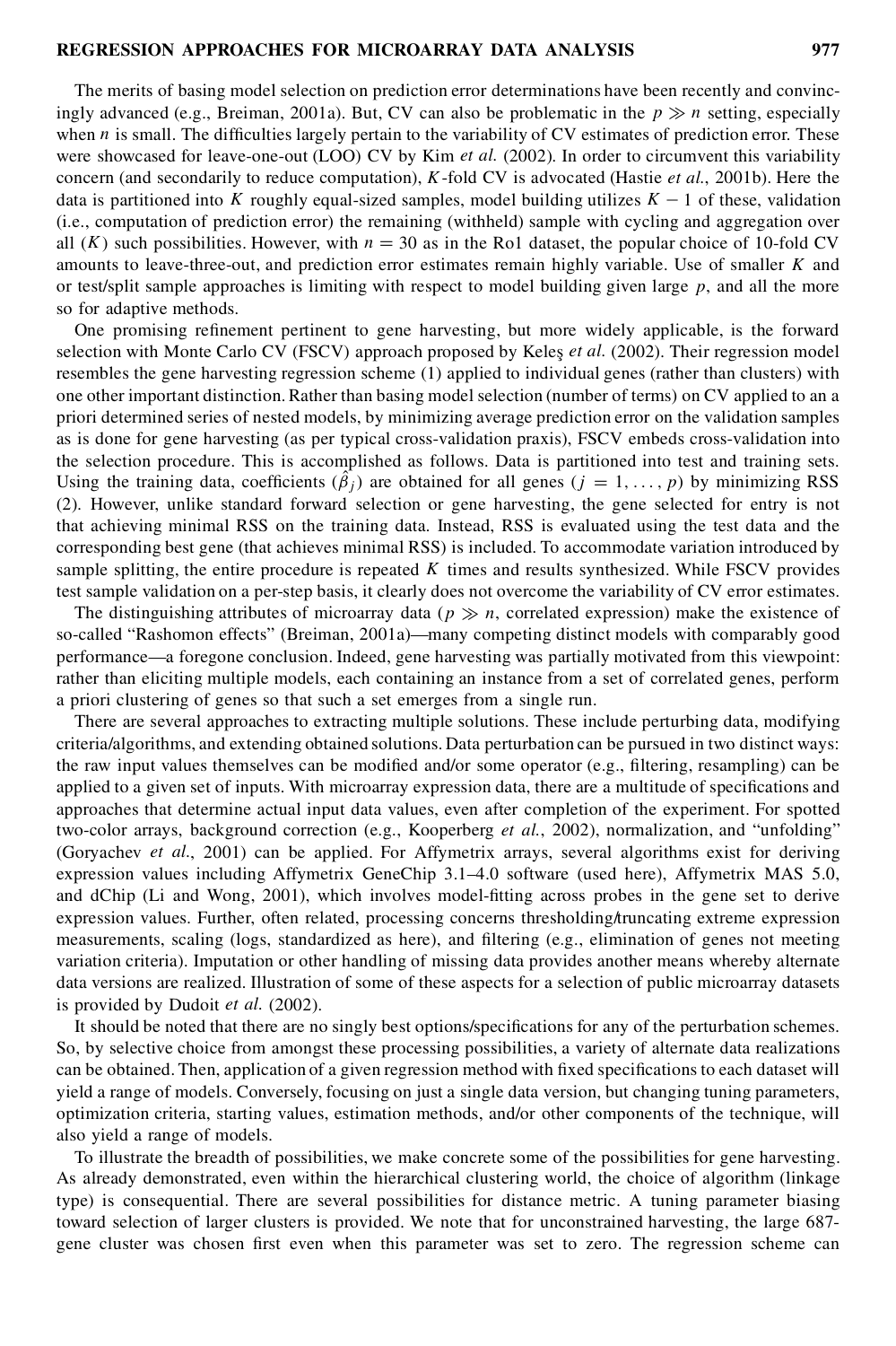The merits of basing model selection on prediction error determinations have been recently and convincingly advanced (e.g., Breiman, 2001a). But, CV can also be problematic in the $p \gg n$ setting, especially when $n$ is small. The difficulties largely pertain to the variability of CV estimates of prediction error. These were showcased for leave-one-out (LOO) CV by Kim *et al.* (2002). In order to circumvent this variability concern (and secondarily to reduce computation), $K$-fold CV is advocated (Hastie *et al.*, 2001b). Here the data is partitioned into $K$ roughly equal-sized samples, model building utilizes $K - 1$ of these, validation (i.e., computation of prediction error) the remaining (withheld) sample with cycling and aggregation over all ($K$) such possibilities. However, with $n = 30$ as in the Ro1 dataset, the popular choice of 10-fold CV amounts to leave-three-out, and prediction error estimates remain highly variable. Use of smaller $K$ and or test/split sample approaches is limiting with respect to model building given large $p$, and all the more so for adaptive methods.

One promising refinement pertinent to gene harvesting, but more widely applicable, is the forward selection with Monte Carlo CV (FSCV) approach proposed by Keleş *et al.* (2002). Their regression model resembles the gene harvesting regression scheme (1) applied to individual genes (rather than clusters) with one other important distinction. Rather than basing model selection (number of terms) on CV applied to an a priori determined series of nested models, by minimizing average prediction error on the validation samples as is done for gene harvesting (as per typical cross-validation praxis), FSCV embeds cross-validation into the selection procedure. This is accomplished as follows. Data is partitioned into test and training sets. Using the training data, coefficients ($\hat{\beta}_j$) are obtained for all genes ($j = 1, \ldots, p$) by minimizing RSS (2). However, unlike standard forward selection or gene harvesting, the gene selected for entry is not that achieving minimal RSS on the training data. Instead, RSS is evaluated using the test data and the corresponding best gene (that achieves minimal RSS) is included. To accommodate variation introduced by sample splitting, the entire procedure is repeated $K$ times and results synthesized. While FSCV provides test sample validation on a per-step basis, it clearly does not overcome the variability of CV error estimates.

The distinguishing attributes of microarray data ($p \gg n$, correlated expression) make the existence of so-called "Rashomon effects" (Breiman, 2001a)—many competing distinct models with comparably good performance—a foregone conclusion. Indeed, gene harvesting was partially motivated from this viewpoint: rather than eliciting multiple models, each containing an instance from a set of correlated genes, perform a priori clustering of genes so that such a set emerges from a single run.

There are several approaches to extracting multiple solutions. These include perturbing data, modifying criteria/algorithms, and extending obtained solutions. Data perturbation can be pursued in two distinct ways: the raw input values themselves can be modified and/or some operator (e.g., filtering, resampling) can be applied to a given set of inputs. With microarray expression data, there are a multitude of specifications and approaches that determine actual input data values, even after completion of the experiment. For spotted two-color arrays, background correction (e.g., Kooperberg *et al.*, 2002), normalization, and "unfolding" (Goryachev *et al.*, 2001) can be applied. For Affymetrix arrays, several algorithms exist for deriving expression values including Affymetrix GeneChip 3.1–4.0 software (used here), Affymetrix MAS 5.0, and dChip (Li and Wong, 2001), which involves model-fitting across probes in the gene set to derive expression values. Further, often related, processing concerns thresholding/truncating extreme expression measurements, scaling (logs, standardized as here), and filtering (e.g., elimination of genes not meeting variation criteria). Imputation or other handling of missing data provides another means whereby alternate data versions are realized. Illustration of some of these aspects for a selection of public microarray datasets is provided by Dudoit *et al.* (2002).

It should be noted that there are no singly best options/specifications for any of the perturbation schemes. So, by selective choice from amongst these processing possibilities, a variety of alternate data realizations can be obtained. Then, application of a given regression method with fixed specifications to each dataset will yield a range of models. Conversely, focusing on just a single data version, but changing tuning parameters, optimization criteria, starting values, estimation methods, and/or other components of the technique, will also yield a range of models.

To illustrate the breadth of possibilities, we make concrete some of the possibilities for gene harvesting. As already demonstrated, even within the hierarchical clustering world, the choice of algorithm (linkage type) is consequential. There are several possibilities for distance metric. A tuning parameter biasing toward selection of larger clusters is provided. We note that for unconstrained harvesting, the large 687-gene cluster was chosen first even when this parameter was set to zero. The regression scheme can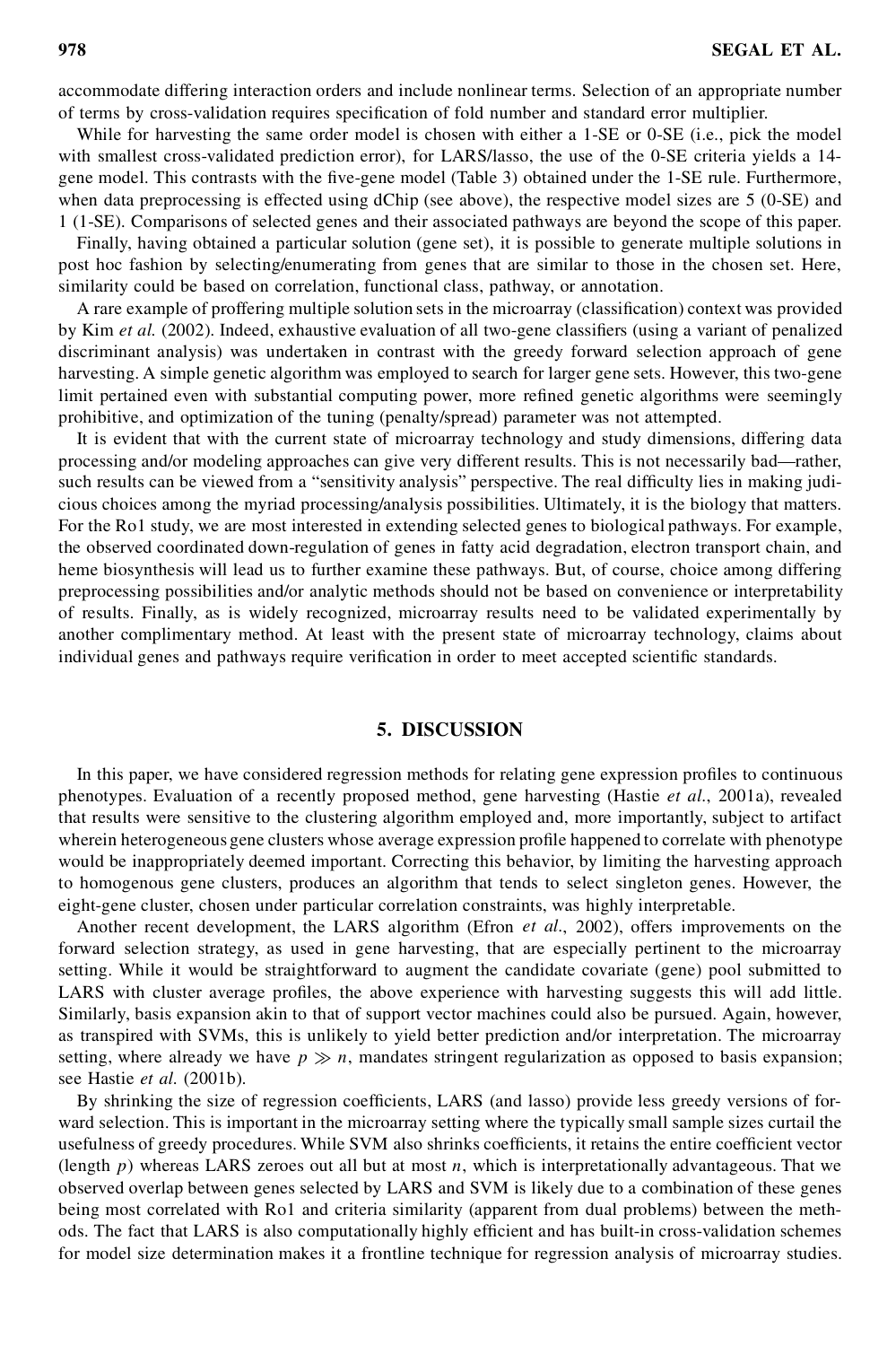accommodate differing interaction orders and include nonlinear terms. Selection of an appropriate number of terms by cross-validation requires specification of fold number and standard error multiplier.

While for harvesting the same order model is chosen with either a 1-SE or 0-SE (i.e., pick the model with smallest cross-validated prediction error), for LARS/lasso, the use of the 0-SE criteria yields a 14-gene model. This contrasts with the five-gene model (Table 3) obtained under the 1-SE rule. Furthermore, when data preprocessing is effected using dChip (see above), the respective model sizes are 5 (0-SE) and 1 (1-SE). Comparisons of selected genes and their associated pathways are beyond the scope of this paper.

Finally, having obtained a particular solution (gene set), it is possible to generate multiple solutions in post hoc fashion by selecting/enumerating from genes that are similar to those in the chosen set. Here, similarity could be based on correlation, functional class, pathway, or annotation.

A rare example of proffering multiple solution sets in the microarray (classification) context was provided by Kim *et al.* (2002). Indeed, exhaustive evaluation of all two-gene classifiers (using a variant of penalized discriminant analysis) was undertaken in contrast with the greedy forward selection approach of gene harvesting. A simple genetic algorithm was employed to search for larger gene sets. However, this two-gene limit pertained even with substantial computing power, more refined genetic algorithms were seemingly prohibitive, and optimization of the tuning (penalty/spread) parameter was not attempted.

It is evident that with the current state of microarray technology and study dimensions, differing data processing and/or modeling approaches can give very different results. This is not necessarily bad—rather, such results can be viewed from a "sensitivity analysis" perspective. The real difficulty lies in making judicious choices among the myriad processing/analysis possibilities. Ultimately, it is the biology that matters. For the Ro1 study, we are most interested in extending selected genes to biological pathways. For example, the observed coordinated down-regulation of genes in fatty acid degradation, electron transport chain, and heme biosynthesis will lead us to further examine these pathways. But, of course, choice among differing preprocessing possibilities and/or analytic methods should not be based on convenience or interpretability of results. Finally, as is widely recognized, microarray results need to be validated experimentally by another complimentary method. At least with the present state of microarray technology, claims about individual genes and pathways require verification in order to meet accepted scientific standards.

## 5. DISCUSSION

In this paper, we have considered regression methods for relating gene expression profiles to continuous phenotypes. Evaluation of a recently proposed method, gene harvesting (Hastie *et al.*, 2001a), revealed that results were sensitive to the clustering algorithm employed and, more importantly, subject to artifact wherein heterogeneous gene clusters whose average expression profile happened to correlate with phenotype would be inappropriately deemed important. Correcting this behavior, by limiting the harvesting approach to homogenous gene clusters, produces an algorithm that tends to select singleton genes. However, the eight-gene cluster, chosen under particular correlation constraints, was highly interpretable.

Another recent development, the LARS algorithm (Efron *et al.*, 2002), offers improvements on the forward selection strategy, as used in gene harvesting, that are especially pertinent to the microarray setting. While it would be straightforward to augment the candidate covariate (gene) pool submitted to LARS with cluster average profiles, the above experience with harvesting suggests this will add little. Similarly, basis expansion akin to that of support vector machines could also be pursued. Again, however, as transpired with SVMs, this is unlikely to yield better prediction and/or interpretation. The microarray setting, where already we have $p \gg n$, mandates stringent regularization as opposed to basis expansion; see Hastie *et al.* (2001b).

By shrinking the size of regression coefficients, LARS (and lasso) provide less greedy versions of forward selection. This is important in the microarray setting where the typically small sample sizes curtail the usefulness of greedy procedures. While SVM also shrinks coefficients, it retains the entire coefficient vector (length $p$) whereas LARS zeroes out all but at most $n$, which is interpretationally advantageous. That we observed overlap between genes selected by LARS and SVM is likely due to a combination of these genes being most correlated with Ro1 and criteria similarity (apparent from dual problems) between the methods. The fact that LARS is also computationally highly efficient and has built-in cross-validation schemes for model size determination makes it a frontline technique for regression analysis of microarray studies.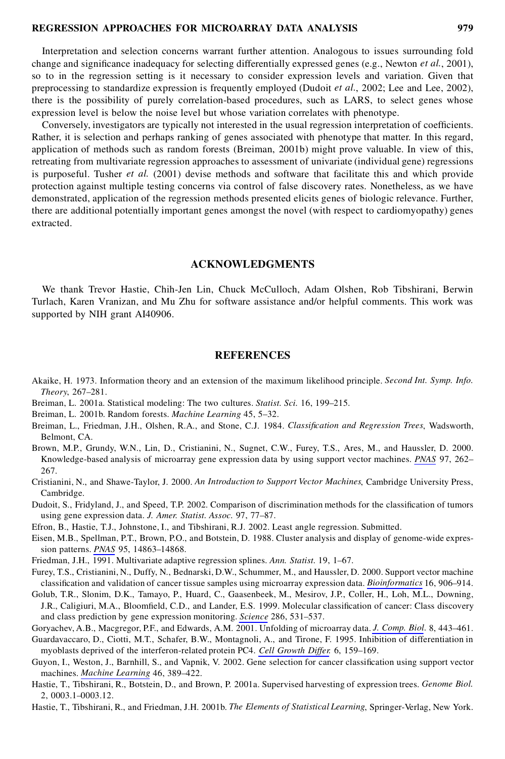Interpretation and selection concerns warrant further attention. Analogous to issues surrounding fold change and significance inadequacy for selecting differentially expressed genes (e.g., Newton *et al.*, 2001), so to in the regression setting is it necessary to consider expression levels and variation. Given that preprocessing to standardize expression is frequently employed (Dudoit *et al.*, 2002; Lee and Lee, 2002), there is the possibility of purely correlation-based procedures, such as LARS, to select genes whose expression level is below the noise level but whose variation correlates with phenotype.

Conversely, investigators are typically not interested in the usual regression interpretation of coefficients. Rather, it is selection and perhaps ranking of genes associated with phenotype that matter. In this regard, application of methods such as random forests (Breiman, 2001b) might prove valuable. In view of this, retreating from multivariate regression approaches to assessment of univariate (individual gene) regressions is purposeful. Tusher *et al.* (2001) devise methods and software that facilitate this and which provide protection against multiple testing concerns via control of false discovery rates. Nonetheless, as we have demonstrated, application of the regression methods presented elicits genes of biologic relevance. Further, there are additional potentially important genes amongst the novel (with respect to cardiomyopathy) genes extracted.

## ACKNOWLEDGMENTS

We thank Trevor Hastie, Chih-Jen Lin, Chuck McCulloch, Adam Olshen, Rob Tibshirani, Berwin Turlach, Karen Vranizan, and Mu Zhu for software assistance and/or helpful comments. This work was supported by NIH grant AI40906.

## REFERENCES

Akaike, H. 1973. Information theory and an extension of the maximum likelihood principle. *Second Int. Symp. Info. Theory*, 267–281.

Breiman, L. 2001a. Statistical modeling: The two cultures. *Statist. Sci.* 16, 199–215.

Breiman, L. 2001b. Random forests. *Machine Learning* 45, 5–32.

Breiman, L., Friedman, J.H., Olshen, R.A., and Stone, C.J. 1984. *Classification and Regression Trees*, Wadsworth, Belmont, CA.

Brown, M.P., Grundy, W.N., Lin, D., Cristianini, N., Sugnet, C.W., Furey, T.S., Ares, M., and Haussler, D. 2000. Knowledge-based analysis of microarray gene expression data by using support vector machines. *PNAS* 97, 262–267.

Cristianini, N., and Shawe-Taylor, J. 2000. *An Introduction to Support Vector Machines*, Cambridge University Press, Cambridge.

Dudoit, S., Fridyland, J., and Speed, T.P. 2002. Comparison of discrimination methods for the classification of tumors using gene expression data. *J. Amer. Statist. Assoc.* 97, 77–87.

Efron, B., Hastie, T.J., Johnstone, I., and Tibshirani, R.J. 2002. Least angle regression. Submitted.

Eisen, M.B., Spellman, P.T., Brown, P.O., and Botstein, D. 1988. Cluster analysis and display of genome-wide expression patterns. *PNAS* 95, 14863–14868.

Friedman, J.H., 1991. Multivariate adaptive regression splines. *Ann. Statist.* 19, 1–67.

Furey, T.S., Cristianini, N., Duffy, N., Bednarski, D.W., Schummer, M., and Haussler, D. 2000. Support vector machine classification and validation of cancer tissue samples using microarray expression data. *Bioinformatics* 16, 906–914.

Golub, T.R., Slonim, D.K., Tamayo, P., Huard, C., Gaasenbeek, M., Mesirov, J.P., Coller, H., Loh, M.L., Downing, J.R., Caligiuri, M.A., Bloomfield, C.D., and Lander, E.S. 1999. Molecular classification of cancer: Class discovery and class prediction by gene expression monitoring. *Science* 286, 531–537.

Goryachev, A.B., Macgregor, P.F., and Edwards, A.M. 2001. Unfolding of microarray data. *J. Comp. Biol.* 8, 443–461.

Guardavaccaro, D., Ciotti, M.T., Schafer, B.W., Montagnoli, A., and Tirone, F. 1995. Inhibition of differentiation in myoblasts deprived of the interferon-related protein PC4. *Cell Growth Differ.* 6, 159–169.

Guyon, I., Weston, J., Barnhill, S., and Vapnik, V. 2002. Gene selection for cancer classification using support vector machines. *Machine Learning* 46, 389–422.

Hastie, T., Tibshirani, R., Botstein, D., and Brown, P. 2001a. Supervised harvesting of expression trees. *Genome Biol.* 2, 0003.1–0003.12.

Hastie, T., Tibshirani, R., and Friedman, J.H. 2001b. *The Elements of Statistical Learning*, Springer-Verlag, New York.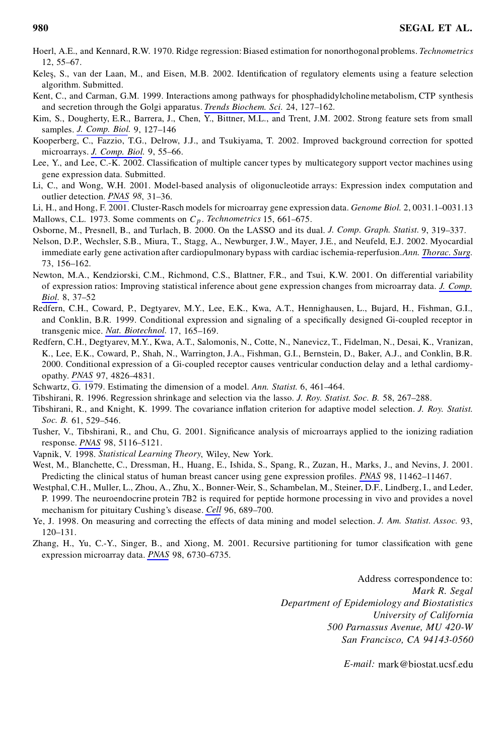Hoerl, A.E., and Kennard, R.W. 1970. Ridge regression: Biased estimation for nonorthogonal problems. *Technometrics* 12, 55–67.

Keleş, S., van der Laan, M., and Eisen, M.B. 2002. Identification of regulatory elements using a feature selection algorithm. Submitted.

Kent, C., and Carman, G.M. 1999. Interactions among pathways for phosphadidylcholine metabolism, CTP synthesis and secretion through the Golgi apparatus. *Trends Biochem. Sci.* 24, 127–162.

Kim, S., Dougherty, E.R., Barrera, J., Chen, Y., Bittner, M.L., and Trent, J.M. 2002. Strong feature sets from small samples. *J. Comp. Biol.* 9, 127–146

Kooperberg, C., Fazzio, T.G., Delrow, J.J., and Tsukiyama, T. 2002. Improved background correction for spotted microarrays. *J. Comp. Biol.* 9, 55–66.

Lee, Y., and Lee, C.-K. 2002. Classification of multiple cancer types by multicategory support vector machines using gene expression data. Submitted.

Li, C., and Wong, W.H. 2001. Model-based analysis of oligonucleotide arrays: Expression index computation and outlier detection. *PNAS 98*, 31–36.

Li, H., and Hong, F. 2001. Cluster-Rasch models for microarray gene expression data. *Genome Biol.* 2, 0031.1–0031.13

Mallows, C.L. 1973. Some comments on $C_p$. *Technometrics* 15, 661–675.

Osborne, M., Presnell, B., and Turlach, B. 2000. On the LASSO and its dual. *J. Comp. Graph. Statist.* 9, 319–337.

Nelson, D.P., Wechsler, S.B., Miura, T., Stagg, A., Newburger, J.W., Mayer, J.E., and Neufeld, E.J. 2002. Myocardial immediate early gene activation after cardiopulmonary bypass with cardiac ischemia-reperfusion. *Ann. Thorac. Surg.* 73, 156–162.

Newton, M.A., Kendziorski, C.M., Richmond, C.S., Blattner, F.R., and Tsui, K.W. 2001. On differential variability of expression ratios: Improving statistical inference about gene expression changes from microarray data. *J. Comp. Biol.* 8, 37–52

Redfern, C.H., Coward, P., Degtyarev, M.Y., Lee, E.K., Kwa, A.T., Hennighausen, L., Bujard, H., Fishman, G.I., and Conklin, B.R. 1999. Conditional expression and signaling of a specifically designed Gi-coupled receptor in transgenic mice. *Nat. Biotechnol.* 17, 165–169.

Redfern, C.H., Degtyarev, M.Y., Kwa, A.T., Salomonis, N., Cotte, N., Nanevicz, T., Fidelman, N., Desai, K., Vranizan, K., Lee, E.K., Coward, P., Shah, N., Warrington, J.A., Fishman, G.I., Bernstein, D., Baker, A.J., and Conklin, B.R. 2000. Conditional expression of a Gi-coupled receptor causes ventricular conduction delay and a lethal cardiomyopathy. *PNAS* 97, 4826–4831.

Schwartz, G. 1979. Estimating the dimension of a model. *Ann. Statist.* 6, 461–464.

Tibshirani, R. 1996. Regression shrinkage and selection via the lasso. *J. Roy. Statist. Soc. B.* 58, 267–288.

Tibshirani, R., and Knight, K. 1999. The covariance inflation criterion for adaptive model selection. *J. Roy. Statist. Soc. B.* 61, 529–546.

Tusher, V., Tibshirani, R., and Chu, G. 2001. Significance analysis of microarrays applied to the ionizing radiation response. *PNAS* 98, 5116–5121.

Vapnik, V. 1998. *Statistical Learning Theory*, Wiley, New York.

West, M., Blanchette, C., Dressman, H., Huang, E., Ishida, S., Spang, R., Zuzan, H., Marks, J., and Nevins, J. 2001. Predicting the clinical status of human breast cancer using gene expression profiles. *PNAS* 98, 11462–11467.

Westphal, C.H., Muller, L., Zhou, A., Zhu, X., Bonner-Weir, S., Schambelan, M., Steiner, D.F., Lindberg, I., and Leder, P. 1999. The neuroendocrine protein 7B2 is required for peptide hormone processing in vivo and provides a novel mechanism for pituitary Cushing's disease. *Cell* 96, 689–700.

Ye, J. 1998. On measuring and correcting the effects of data mining and model selection. *J. Am. Statist. Assoc.* 93, 120–131.

Zhang, H., Yu, C.-Y., Singer, B., and Xiong, M. 2001. Recursive partitioning for tumor classification with gene expression microarray data. *PNAS* 98, 6730–6735.

Address correspondence to:
*Mark R. Segal*
*Department of Epidemiology and Biostatistics*
*University of California*
*500 Parnassus Avenue, MU 420-W*
*San Francisco, CA 94143-0560*

*E-mail:* mark@biostat.ucsf.edu